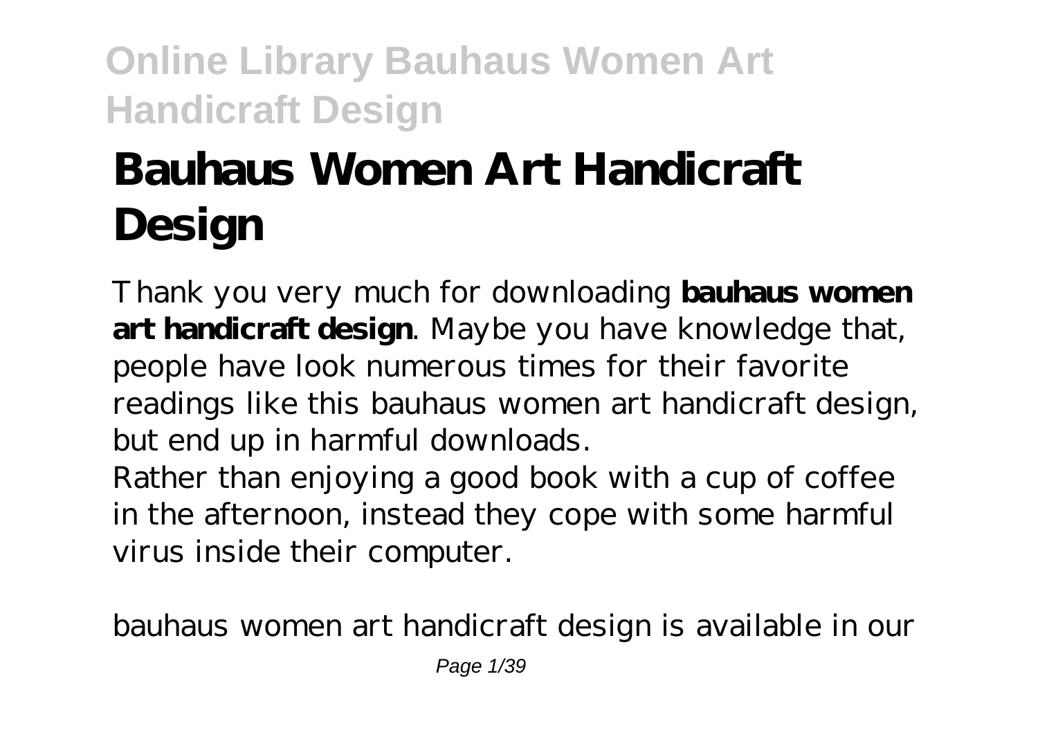# Bauhaus Women Art Handicraft Design

Thank you very much for downloading **bauhaus women art handicraft design**. Maybe you have knowledge that, people have look numerous times for their favorite readings like this bauhaus women art handicraft design, but end up in harmful downloads.

Rather than enjoying a good book with a cup of coffee in the afternoon, instead they cope with some harmful virus inside their computer.

bauhaus women art handicraft design is available in our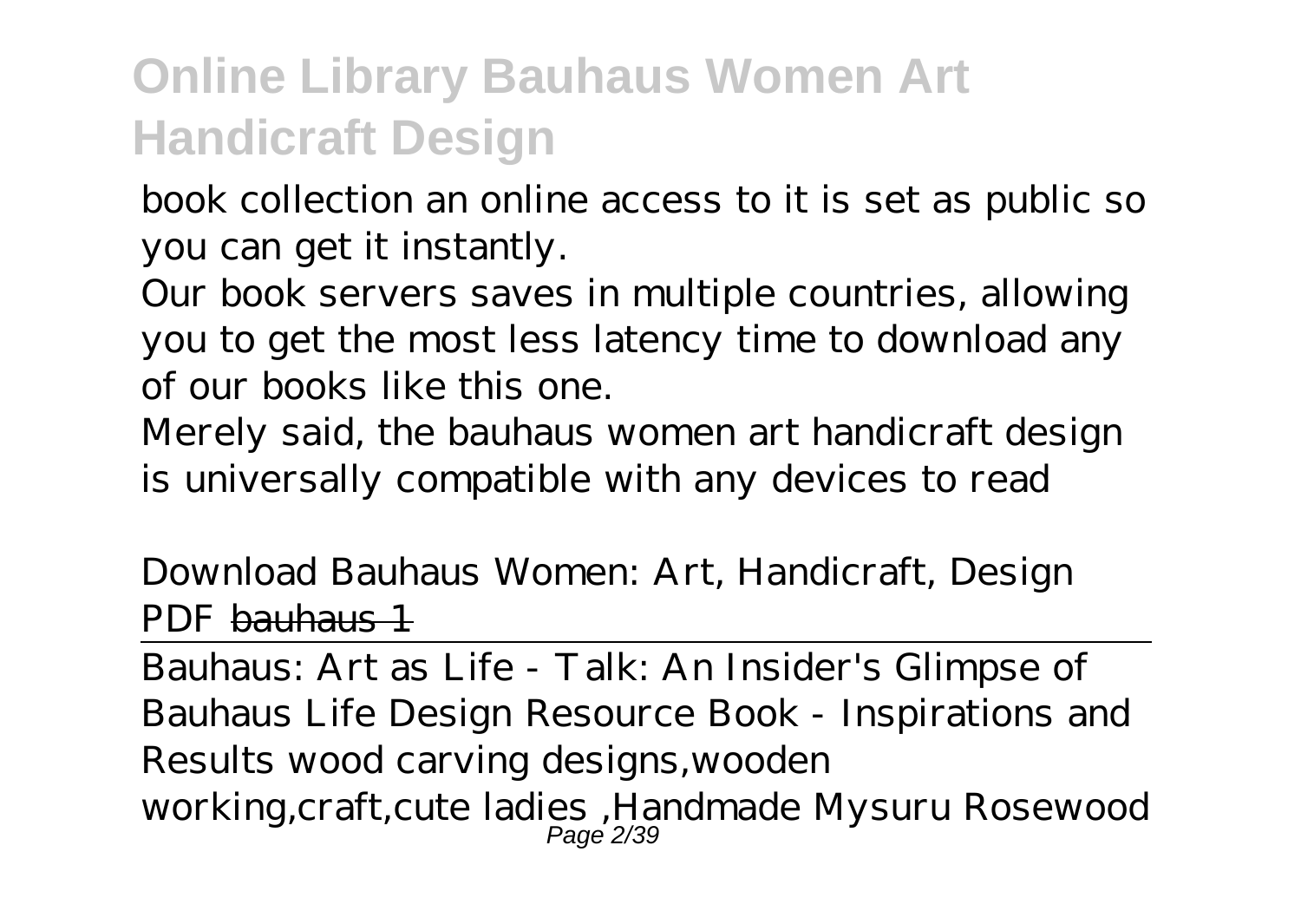book collection an online access to it is set as public so you can get it instantly.

Our book servers saves in multiple countries, allowing you to get the most less latency time to download any of our books like this one.

Merely said, the bauhaus women art handicraft design is universally compatible with any devices to read

*Download Bauhaus Women: Art, Handicraft, Design PDF* ~~bauhaus 1~~

Bauhaus: Art as Life - Talk: An Insider's Glimpse of Bauhaus Life *Design Resource Book - Inspirations and Results* *wood carving designs,wooden working,craft,cute ladies ,Handmade Mysuru Rosewood*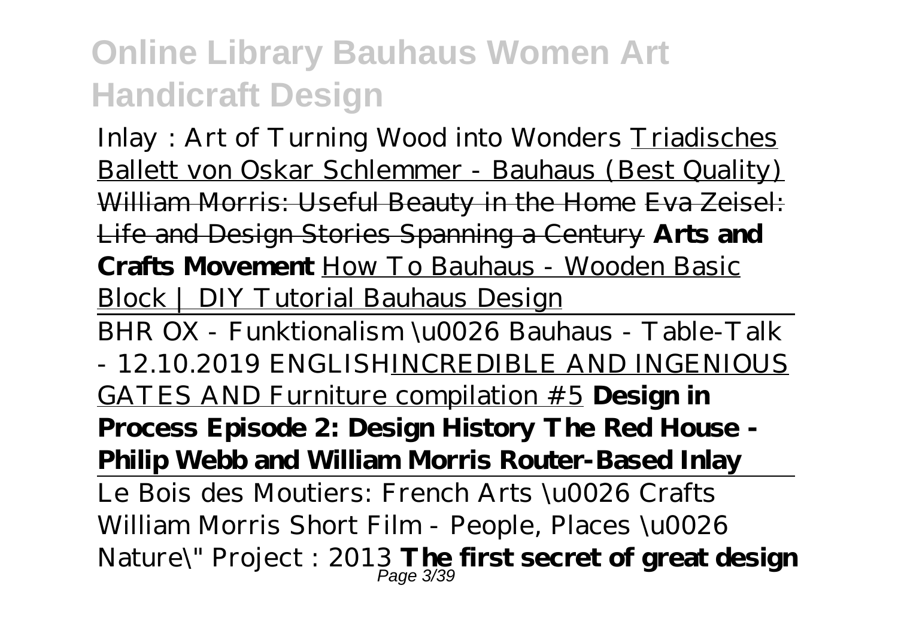Inlay : Art of Turning Wood into Wonders Triadisches Ballett von Oskar Schlemmer - Bauhaus (Best Quality) William Morris: Useful Beauty in the Home Eva Zeisel: Life and Design Stories Spanning a Century **Arts and Crafts Movement** How To Bauhaus - Wooden Basic Block | DIY Tutorial Bauhaus Design

BHR OX - Funktionalism \u0026 Bauhaus - Table-Talk - 12.10.2019 ENGLISHINCREDIBLE AND INGENIOUS GATES AND Furniture compilation #5 **Design in Process Episode 2: Design History The Red House - Philip Webb and William Morris Router-Based Inlay**

Le Bois des Moutiers: French Arts \u0026 Crafts William Morris Short Film - People, Places \u0026 Nature\" Project : 2013 **The first secret of great design**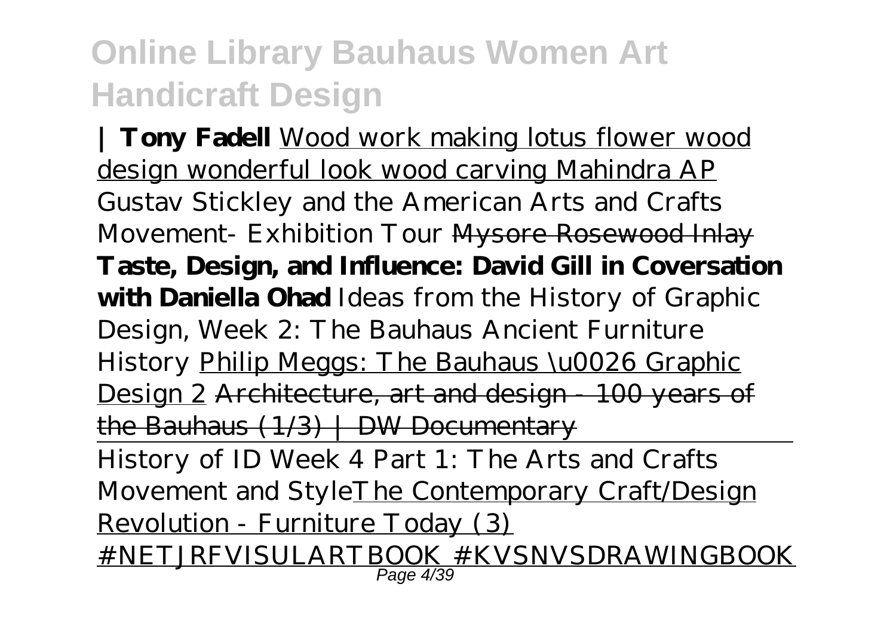**| Tony Fadell** Wood work making lotus flower wood design wonderful look wood carving Mahindra AP *Gustav Stickley and the American Arts and Crafts Movement- Exhibition Tour* ~~Mysore Rosewood Inlay~~ **Taste, Design, and Influence: David Gill in Coversation with Daniella Ohad** *Ideas from the History of Graphic Design, Week 2: The Bauhaus* *Ancient Furniture History* Philip Meggs: The Bauhaus \u0026 Graphic Design 2 ~~Architecture, art and design - 100 years of the Bauhaus (1/3) | DW Documentary~~

History of ID Week 4 Part 1: The Arts and Crafts Movement and StyleThe Contemporary Craft/Design Revolution - Furniture Today (3) #NETJRFVISULARTBOOK #KVSNVSDRAWINGBOOK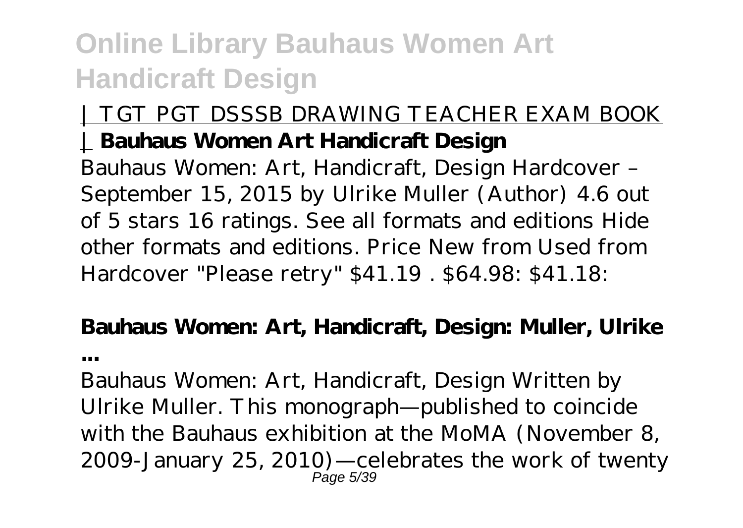| TGT PGT DSSSB DRAWING TEACHER EXAM BOOK | **Bauhaus Women Art Handicraft Design**

Bauhaus Women: Art, Handicraft, Design Hardcover – September 15, 2015 by Ulrike Muller (Author) 4.6 out of 5 stars 16 ratings. See all formats and editions Hide other formats and editions. Price New from Used from Hardcover "Please retry" $41.19 . $64.98: $41.18:

**Bauhaus Women: Art, Handicraft, Design: Muller, Ulrike ...**

Bauhaus Women: Art, Handicraft, Design Written by Ulrike Muller. This monograph—published to coincide with the Bauhaus exhibition at the MoMA (November 8, 2009-January 25, 2010)—celebrates the work of twenty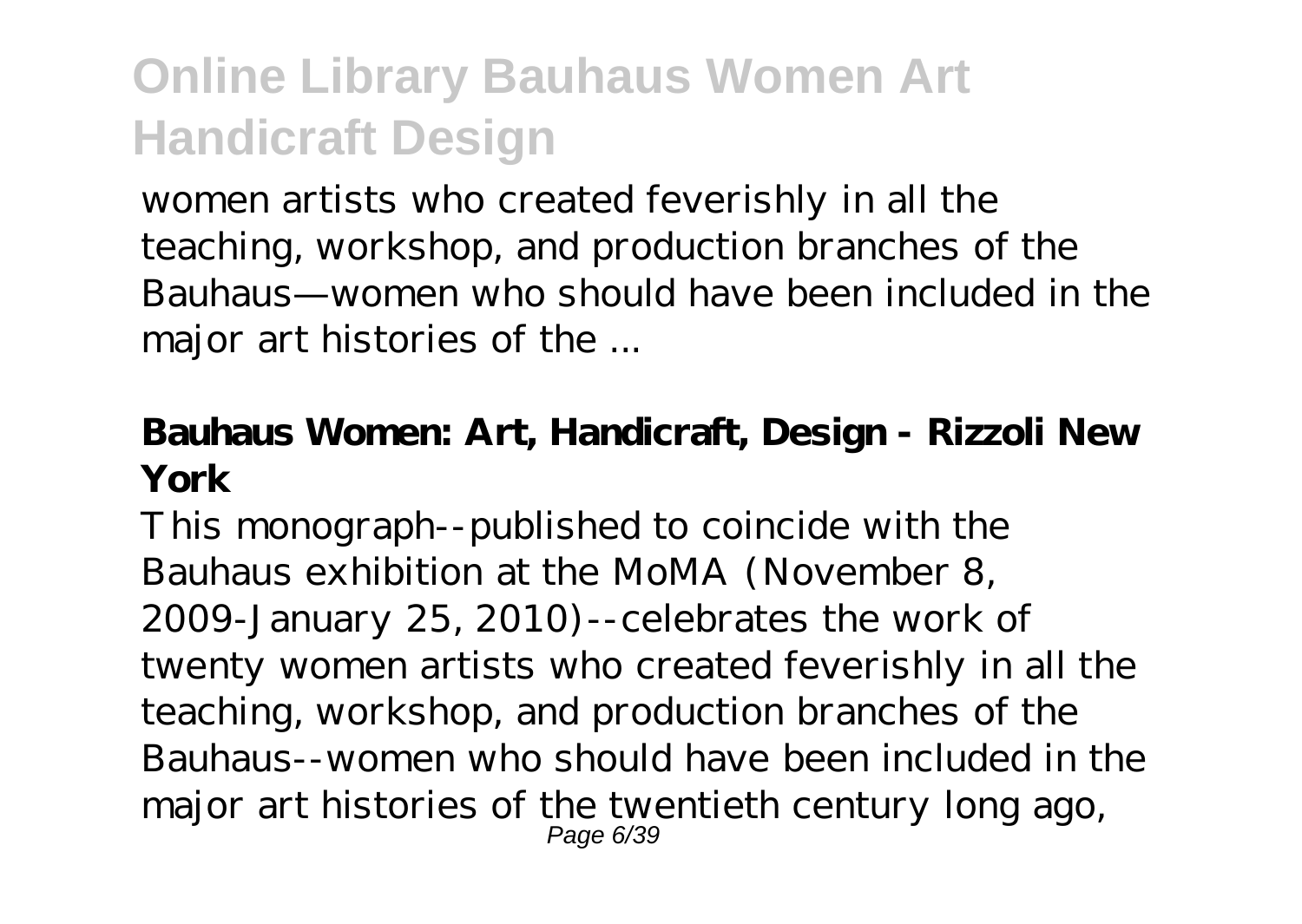women artists who created feverishly in all the teaching, workshop, and production branches of the Bauhaus—women who should have been included in the major art histories of the ...

**Bauhaus Women: Art, Handicraft, Design - Rizzoli New York**

This monograph--published to coincide with the Bauhaus exhibition at the MoMA (November 8, 2009-January 25, 2010)--celebrates the work of twenty women artists who created feverishly in all the teaching, workshop, and production branches of the Bauhaus--women who should have been included in the major art histories of the twentieth century long ago,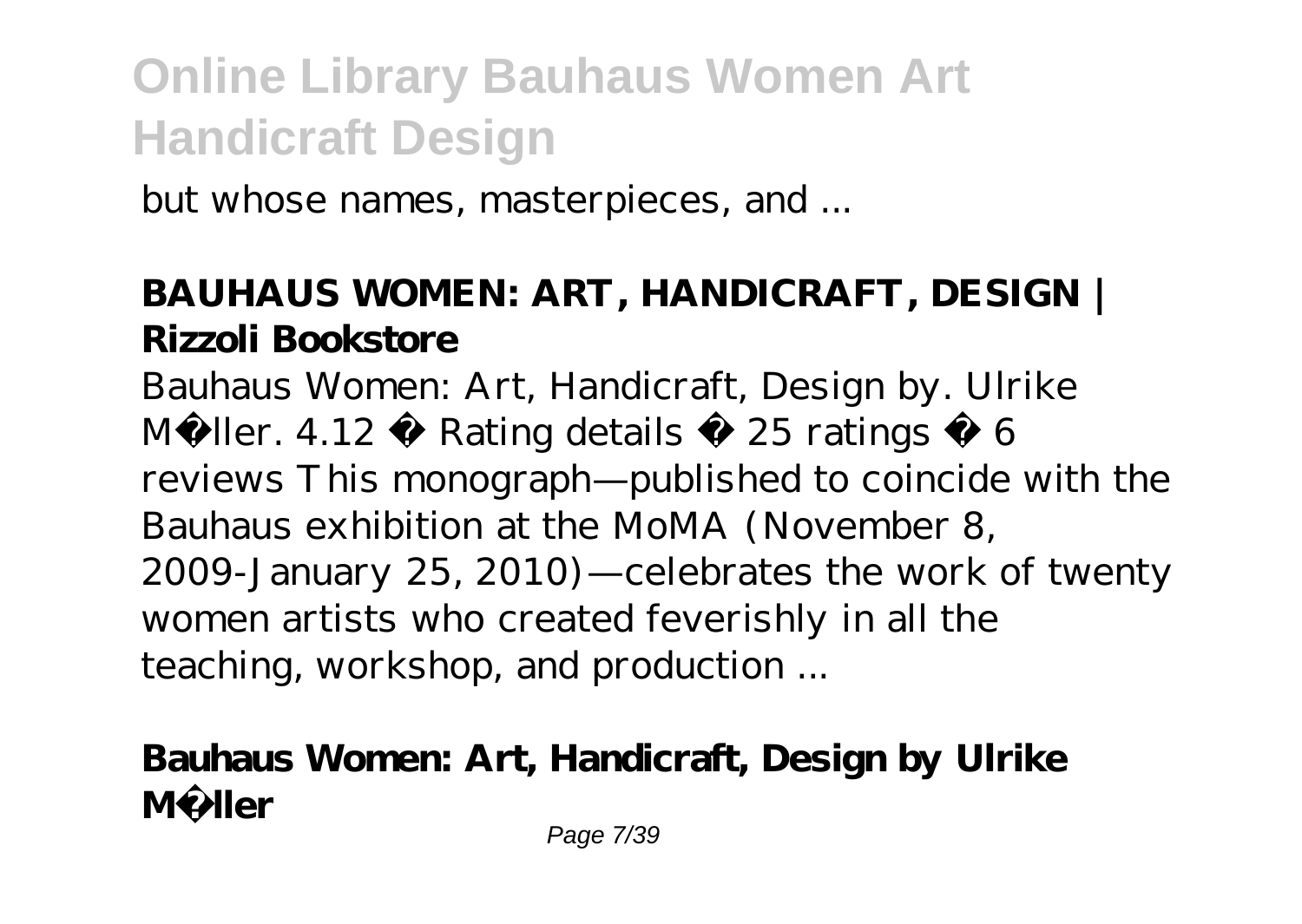but whose names, masterpieces, and ...

**BAUHAUS WOMEN: ART, HANDICRAFT, DESIGN | Rizzoli Bookstore**

Bauhaus Women: Art, Handicraft, Design by. Ulrike M�ller. 4.12 · Rating details · 25 ratings · 6 reviews This monograph—published to coincide with the Bauhaus exhibition at the MoMA (November 8, 2009-January 25, 2010)—celebrates the work of twenty women artists who created feverishly in all the teaching, workshop, and production ...

**Bauhaus Women: Art, Handicraft, Design by Ulrike M�ller**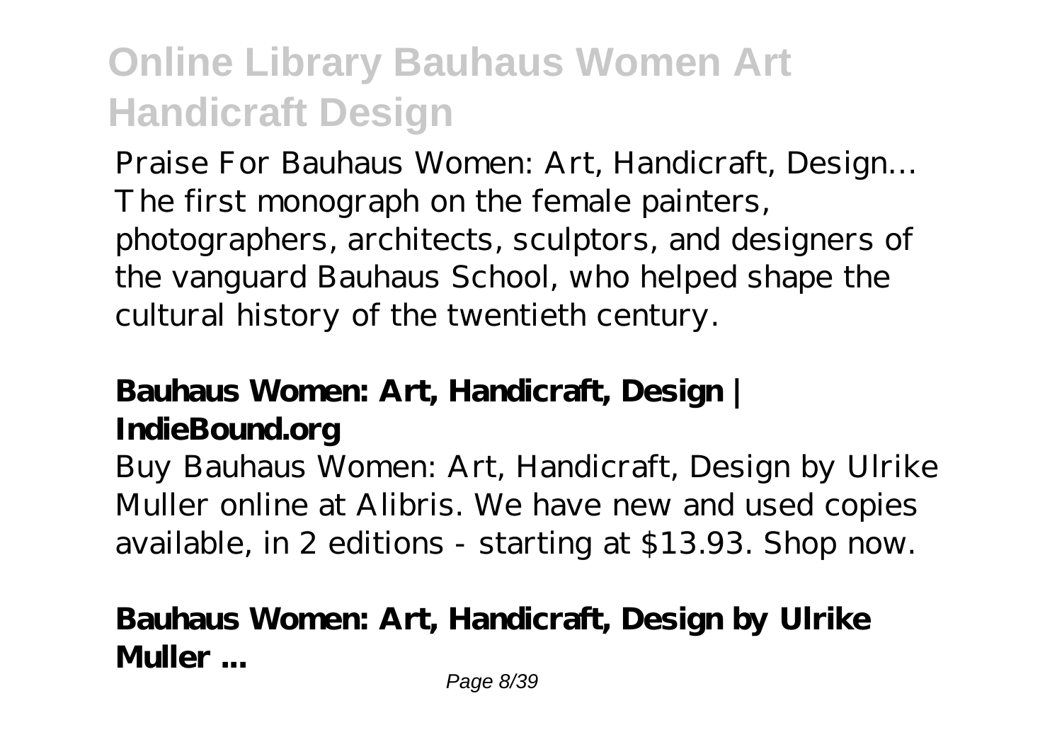Praise For Bauhaus Women: Art, Handicraft, Design… The first monograph on the female painters, photographers, architects, sculptors, and designers of the vanguard Bauhaus School, who helped shape the cultural history of the twentieth century.

**Bauhaus Women: Art, Handicraft, Design | IndieBound.org**

Buy Bauhaus Women: Art, Handicraft, Design by Ulrike Muller online at Alibris. We have new and used copies available, in 2 editions - starting at $13.93. Shop now.

**Bauhaus Women: Art, Handicraft, Design by Ulrike Muller ...**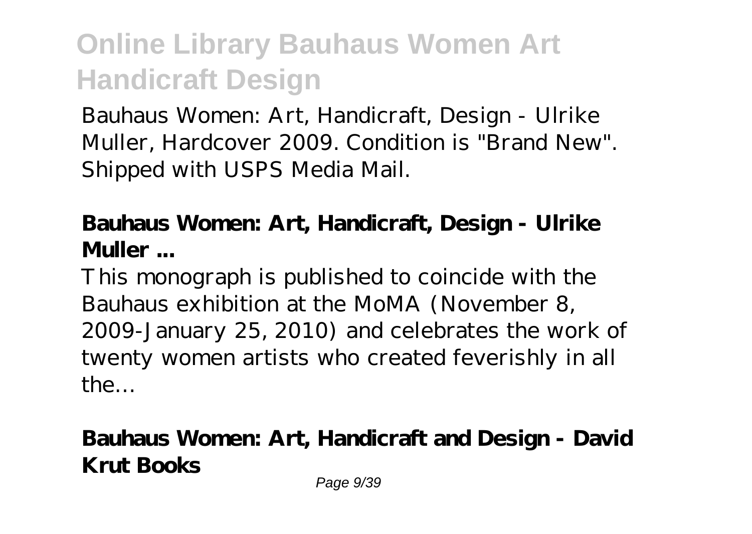Bauhaus Women: Art, Handicraft, Design - Ulrike Muller, Hardcover 2009. Condition is "Brand New". Shipped with USPS Media Mail.

**Bauhaus Women: Art, Handicraft, Design - Ulrike Muller ...**

This monograph is published to coincide with the Bauhaus exhibition at the MoMA (November 8, 2009-January 25, 2010) and celebrates the work of twenty women artists who created feverishly in all the…

**Bauhaus Women: Art, Handicraft and Design - David Krut Books**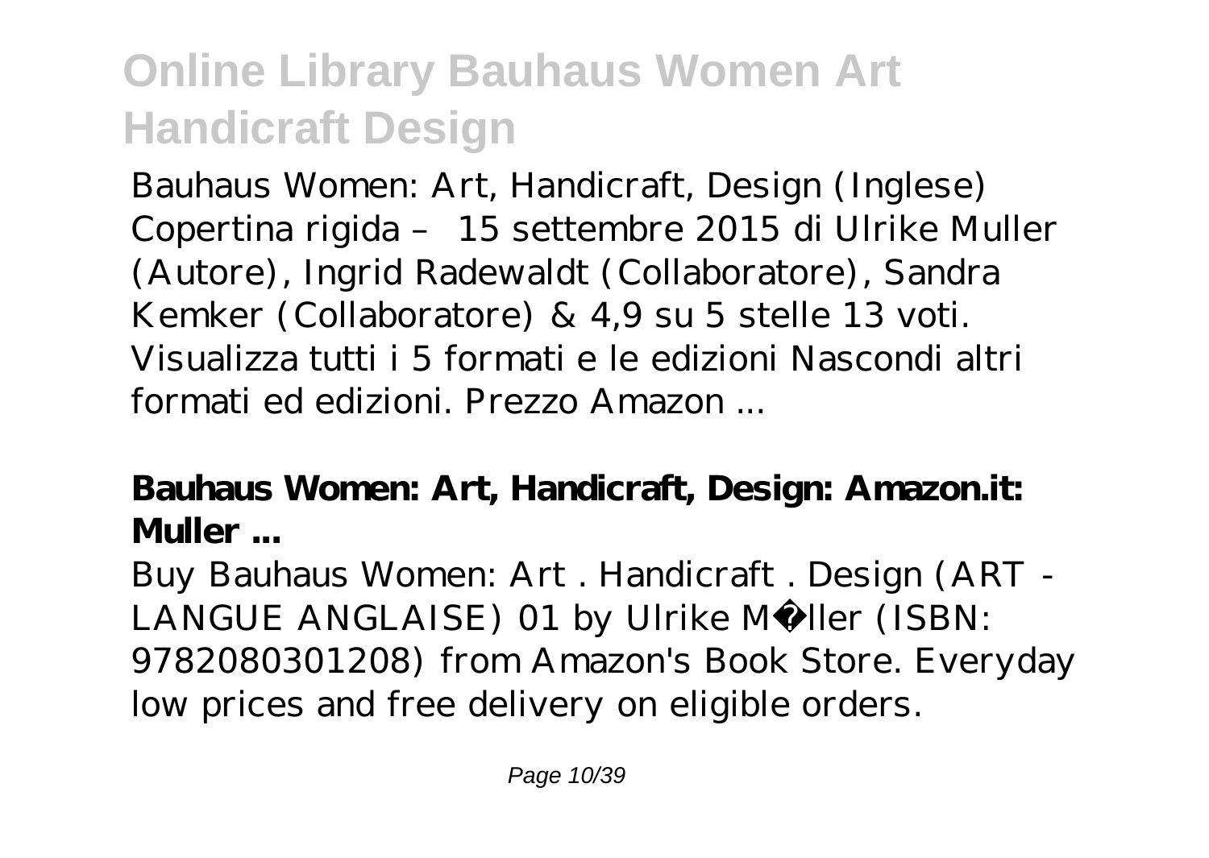Bauhaus Women: Art, Handicraft, Design (Inglese) Copertina rigida – 15 settembre 2015 di Ulrike Muller (Autore), Ingrid Radewaldt (Collaboratore), Sandra Kemker (Collaboratore) & 4,9 su 5 stelle 13 voti. Visualizza tutti i 5 formati e le edizioni Nascondi altri formati ed edizioni. Prezzo Amazon ...

**Bauhaus Women: Art, Handicraft, Design: Amazon.it: Muller ...**

Buy Bauhaus Women: Art . Handicraft . Design (ART - LANGUE ANGLAISE) 01 by Ulrike Müller (ISBN: 9782080301208) from Amazon's Book Store. Everyday low prices and free delivery on eligible orders.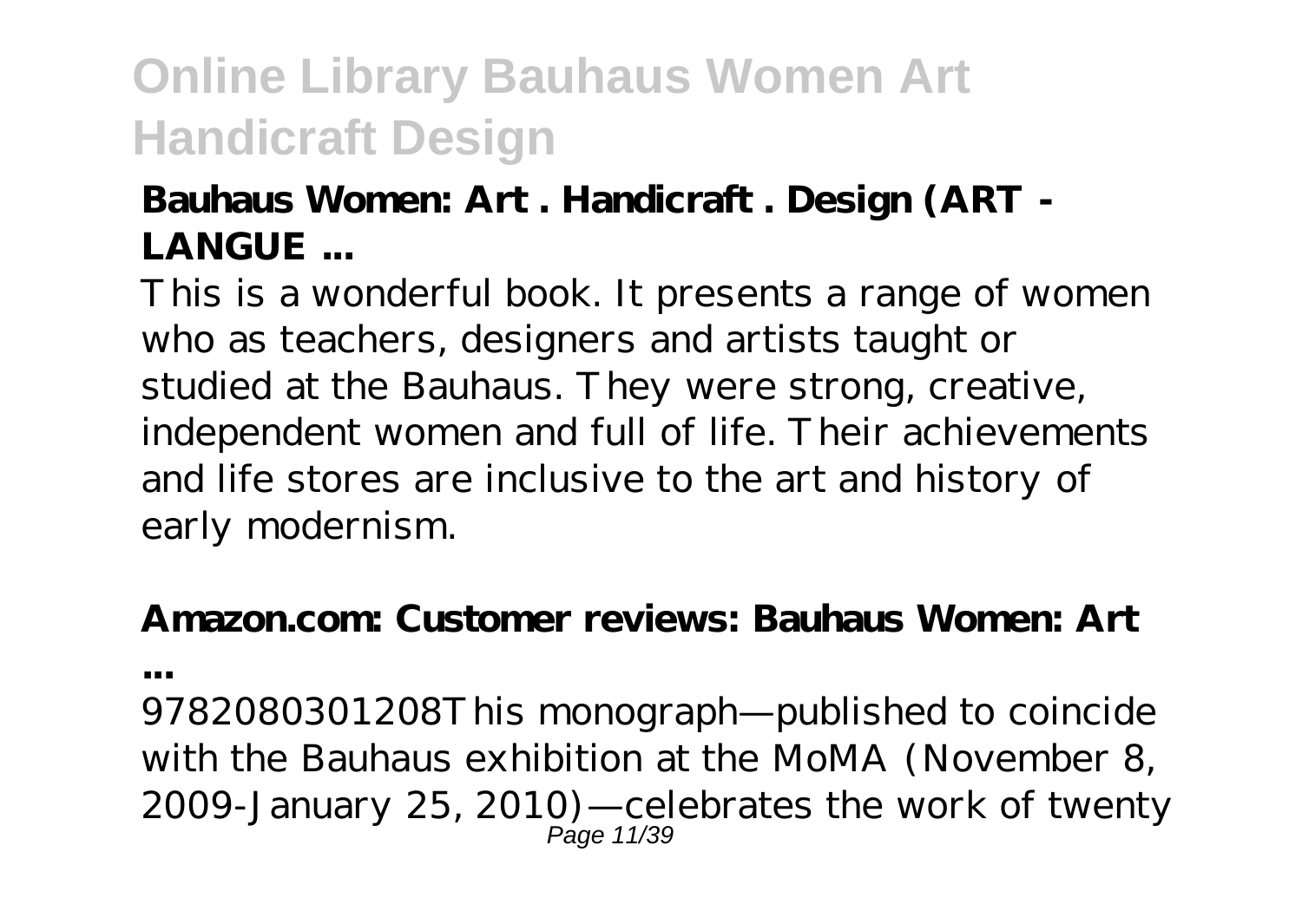**Bauhaus Women: Art . Handicraft . Design (ART - LANGUE ...**

This is a wonderful book. It presents a range of women who as teachers, designers and artists taught or studied at the Bauhaus. They were strong, creative, independent women and full of life. Their achievements and life stores are inclusive to the art and history of early modernism.

**Amazon.com: Customer reviews: Bauhaus Women: Art ...**

9782080301208This monograph—published to coincide with the Bauhaus exhibition at the MoMA (November 8, 2009-January 25, 2010)—celebrates the work of twenty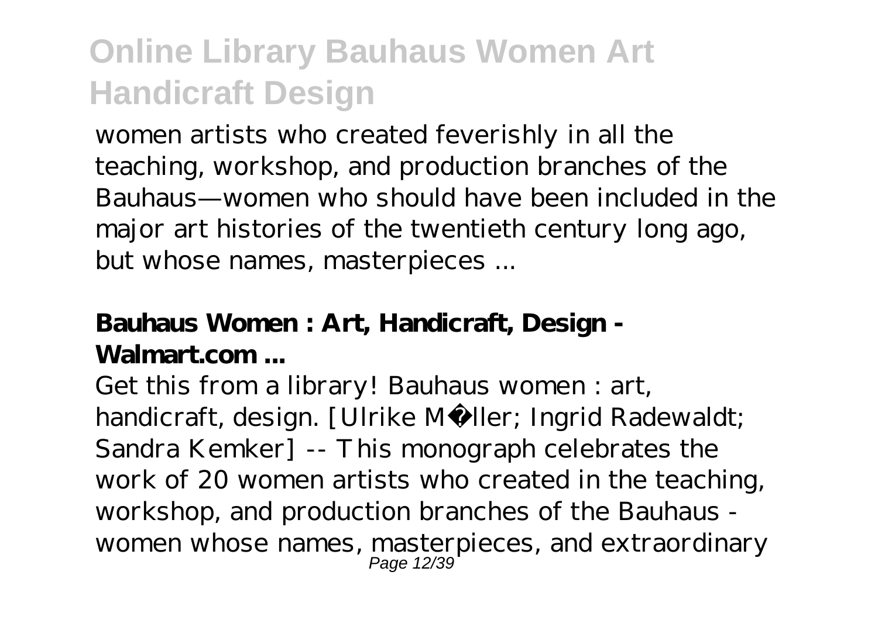women artists who created feverishly in all the teaching, workshop, and production branches of the Bauhaus—women who should have been included in the major art histories of the twentieth century long ago, but whose names, masterpieces ...

**Bauhaus Women : Art, Handicraft, Design - Walmart.com ...**

Get this from a library! Bauhaus women : art, handicraft, design. [Ulrike Müller; Ingrid Radewaldt; Sandra Kemker] -- This monograph celebrates the work of 20 women artists who created in the teaching, workshop, and production branches of the Bauhaus - women whose names, masterpieces, and extraordinary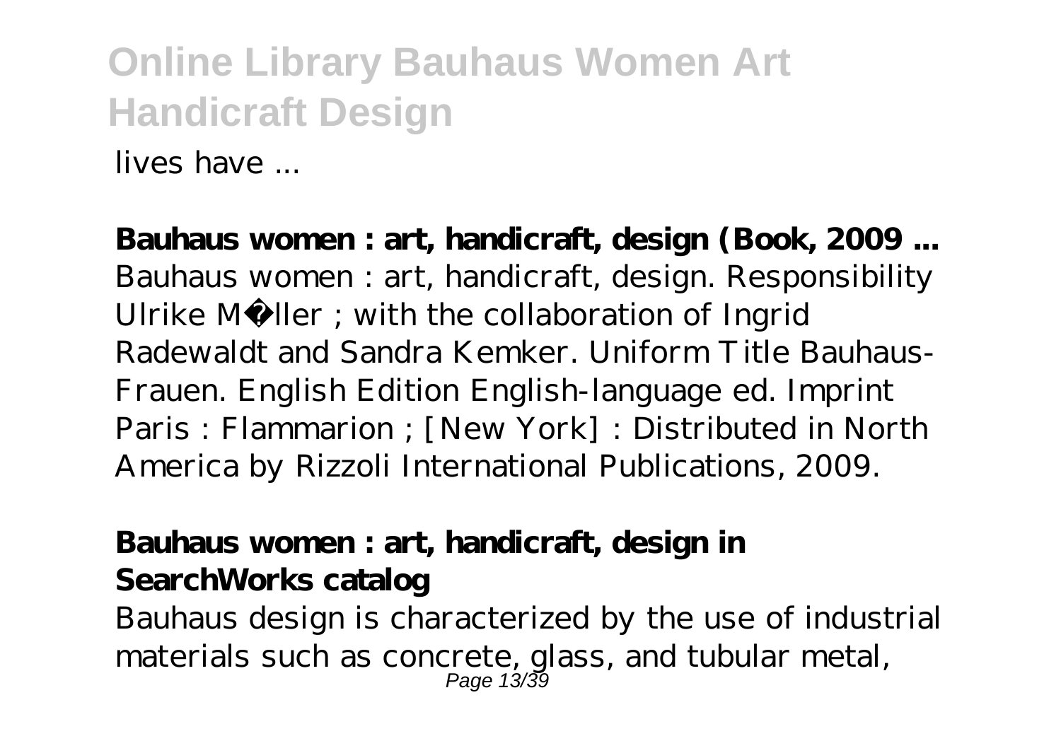lives have ...

**Bauhaus women : art, handicraft, design (Book, 2009 ...**
Bauhaus women : art, handicraft, design. Responsibility Ulrike Mü ller ; with the collaboration of Ingrid Radewaldt and Sandra Kemker. Uniform Title Bauhaus-Frauen. English Edition English-language ed. Imprint Paris : Flammarion ; [New York] : Distributed in North America by Rizzoli International Publications, 2009.

**Bauhaus women : art, handicraft, design in SearchWorks catalog**
Bauhaus design is characterized by the use of industrial materials such as concrete, glass, and tubular metal,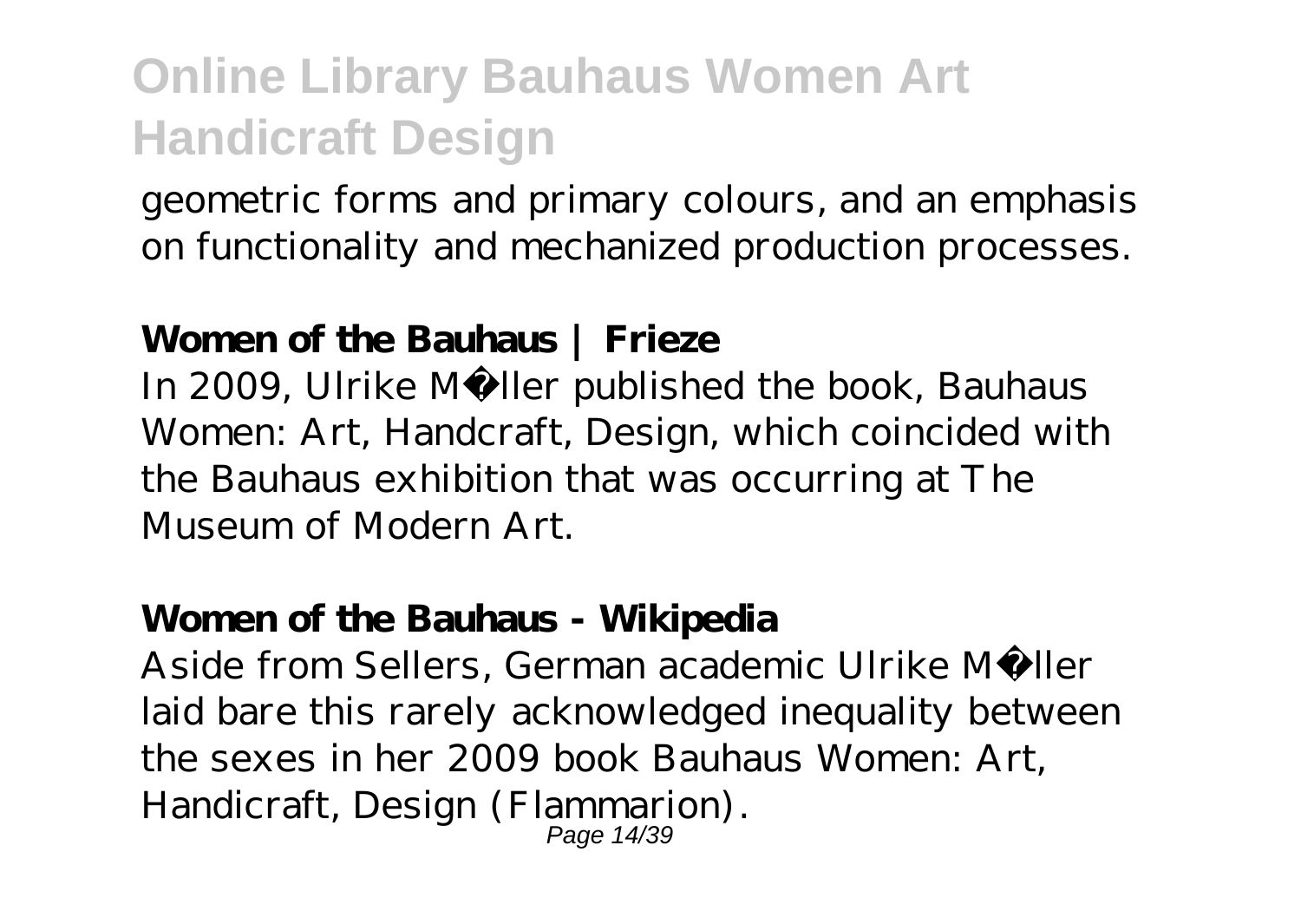geometric forms and primary colours, and an emphasis on functionality and mechanized production processes.

**Women of the Bauhaus | Frieze**

In 2009, Ulrike Müller published the book, Bauhaus Women: Art, Handcraft, Design, which coincided with the Bauhaus exhibition that was occurring at The Museum of Modern Art.

**Women of the Bauhaus - Wikipedia**

Aside from Sellers, German academic Ulrike Müller laid bare this rarely acknowledged inequality between the sexes in her 2009 book Bauhaus Women: Art, Handicraft, Design (Flammarion).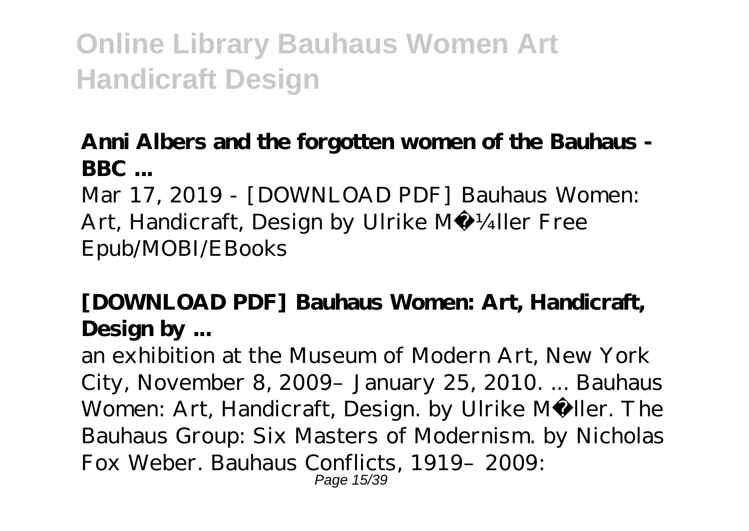**Anni Albers and the forgotten women of the Bauhaus - BBC ...**

Mar 17, 2019 - [DOWNLOAD PDF] Bauhaus Women: Art, Handicraft, Design by Ulrike MÃ¼ller Free Epub/MOBI/EBooks

**[DOWNLOAD PDF] Bauhaus Women: Art, Handicraft, Design by ...**

an exhibition at the Museum of Modern Art, New York City, November 8, 2009–January 25, 2010. ... Bauhaus Women: Art, Handicraft, Design. by Ulrike Mü ller. The Bauhaus Group: Six Masters of Modernism. by Nicholas Fox Weber. Bauhaus Conflicts, 1919–2009: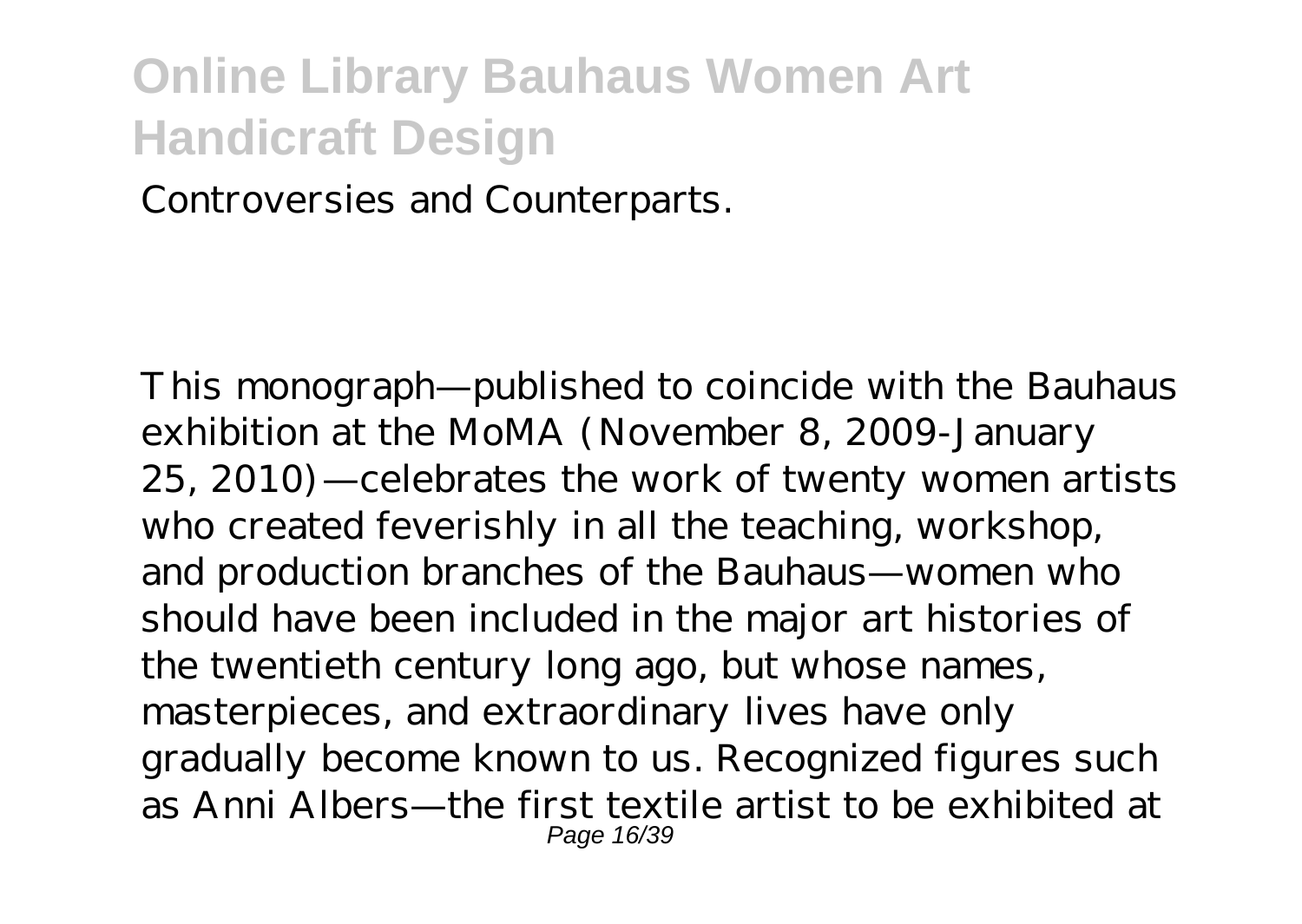Controversies and Counterparts.

This monograph—published to coincide with the Bauhaus exhibition at the MoMA (November 8, 2009-January 25, 2010)—celebrates the work of twenty women artists who created feverishly in all the teaching, workshop, and production branches of the Bauhaus—women who should have been included in the major art histories of the twentieth century long ago, but whose names, masterpieces, and extraordinary lives have only gradually become known to us. Recognized figures such as Anni Albers—the first textile artist to be exhibited at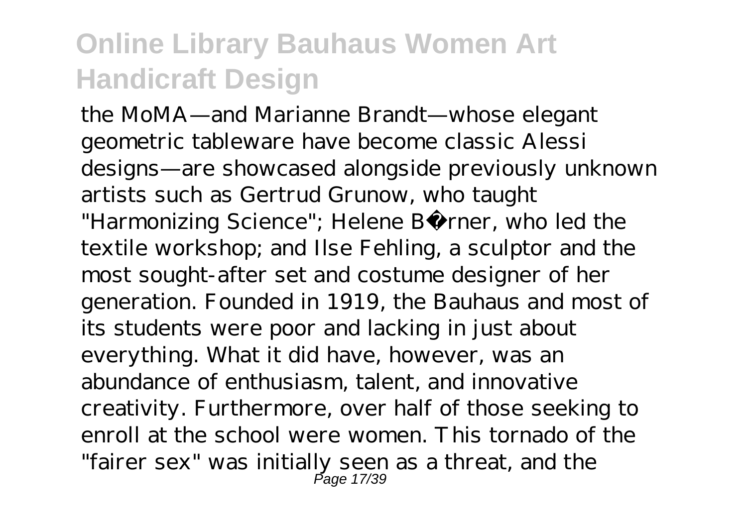the MoMA—and Marianne Brandt—whose elegant geometric tableware have become classic Alessi designs—are showcased alongside previously unknown artists such as Gertrud Grunow, who taught "Harmonizing Science"; Helene Börner, who led the textile workshop; and Ilse Fehling, a sculptor and the most sought-after set and costume designer of her generation. Founded in 1919, the Bauhaus and most of its students were poor and lacking in just about everything. What it did have, however, was an abundance of enthusiasm, talent, and innovative creativity. Furthermore, over half of those seeking to enroll at the school were women. This tornado of the "fairer sex" was initially seen as a threat, and the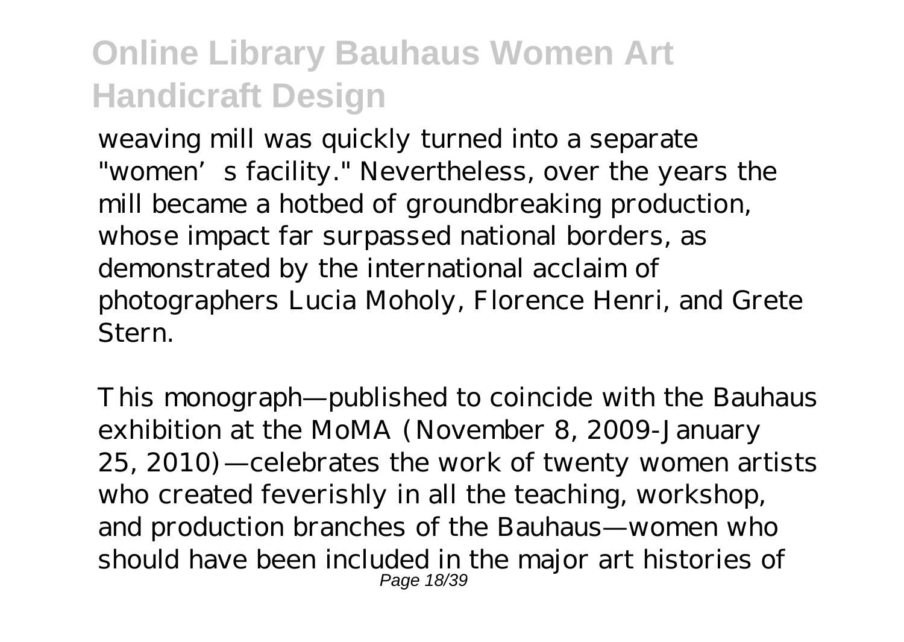weaving mill was quickly turned into a separate "women's facility." Nevertheless, over the years the mill became a hotbed of groundbreaking production, whose impact far surpassed national borders, as demonstrated by the international acclaim of photographers Lucia Moholy, Florence Henri, and Grete Stern.

This monograph—published to coincide with the Bauhaus exhibition at the MoMA (November 8, 2009-January 25, 2010)—celebrates the work of twenty women artists who created feverishly in all the teaching, workshop, and production branches of the Bauhaus—women who should have been included in the major art histories of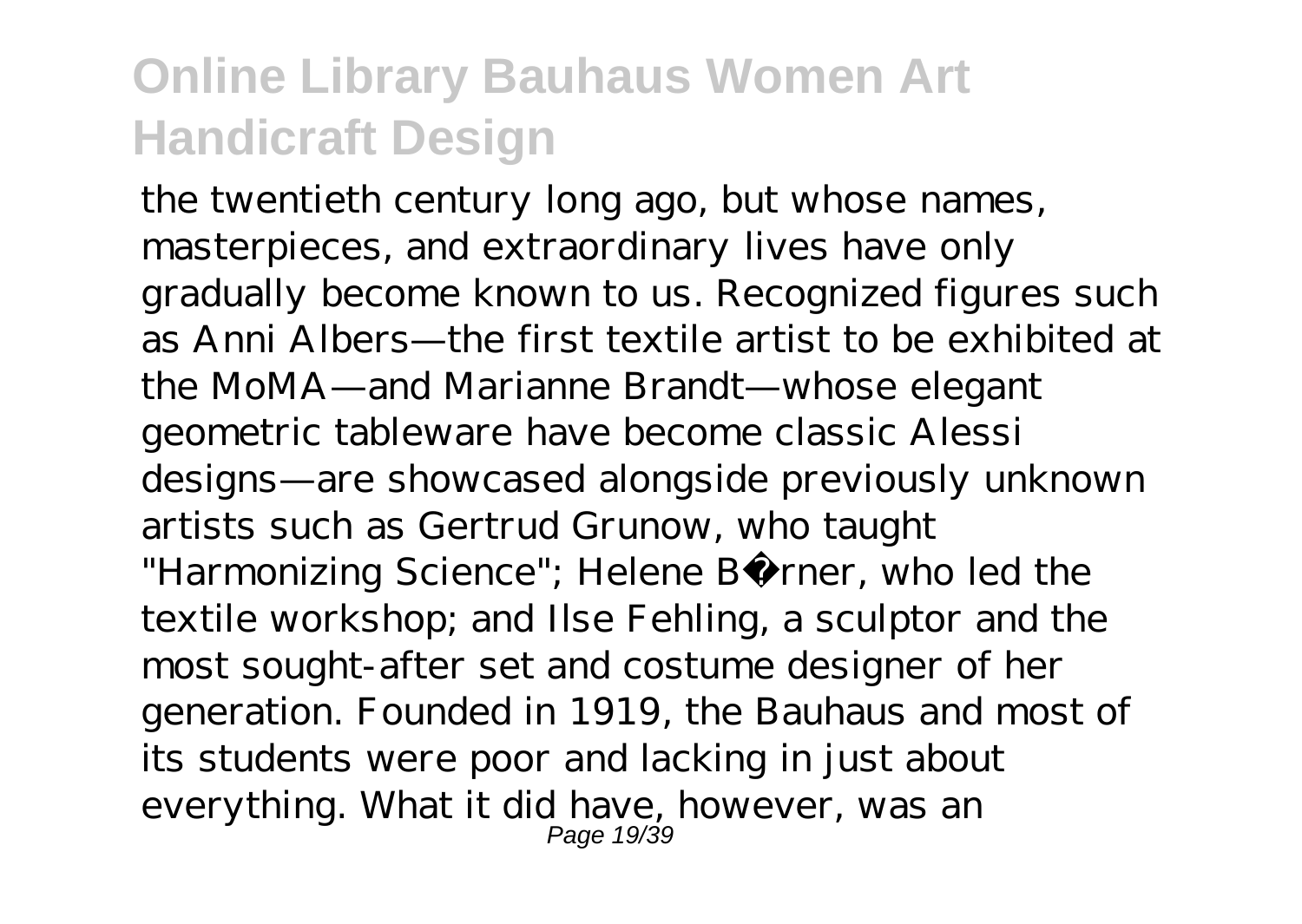the twentieth century long ago, but whose names, masterpieces, and extraordinary lives have only gradually become known to us. Recognized figures such as Anni Albers—the first textile artist to be exhibited at the MoMA—and Marianne Brandt—whose elegant geometric tableware have become classic Alessi designs—are showcased alongside previously unknown artists such as Gertrud Grunow, who taught "Harmonizing Science"; Helene Börner, who led the textile workshop; and Ilse Fehling, a sculptor and the most sought-after set and costume designer of her generation. Founded in 1919, the Bauhaus and most of its students were poor and lacking in just about everything. What it did have, however, was an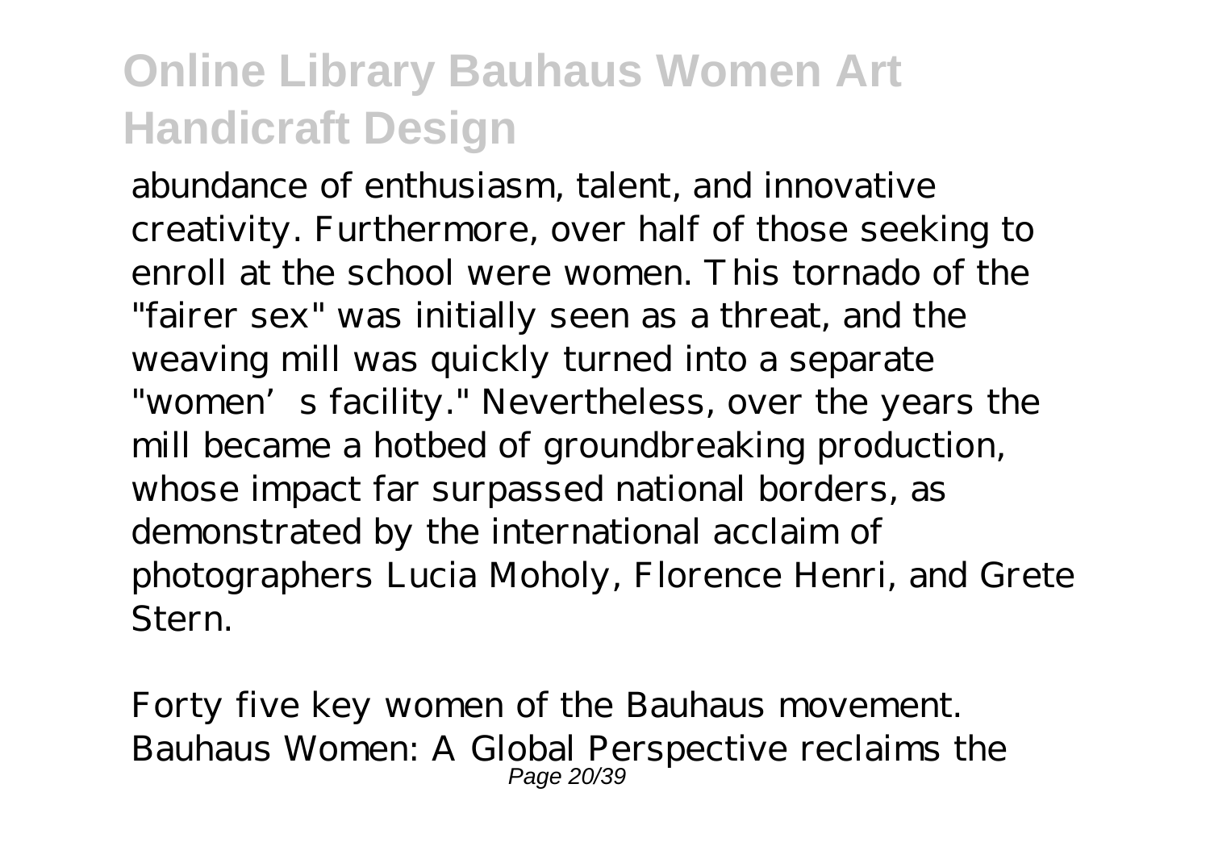abundance of enthusiasm, talent, and innovative creativity. Furthermore, over half of those seeking to enroll at the school were women. This tornado of the "fairer sex" was initially seen as a threat, and the weaving mill was quickly turned into a separate "women's facility." Nevertheless, over the years the mill became a hotbed of groundbreaking production, whose impact far surpassed national borders, as demonstrated by the international acclaim of photographers Lucia Moholy, Florence Henri, and Grete Stern.

Forty five key women of the Bauhaus movement. Bauhaus Women: A Global Perspective reclaims the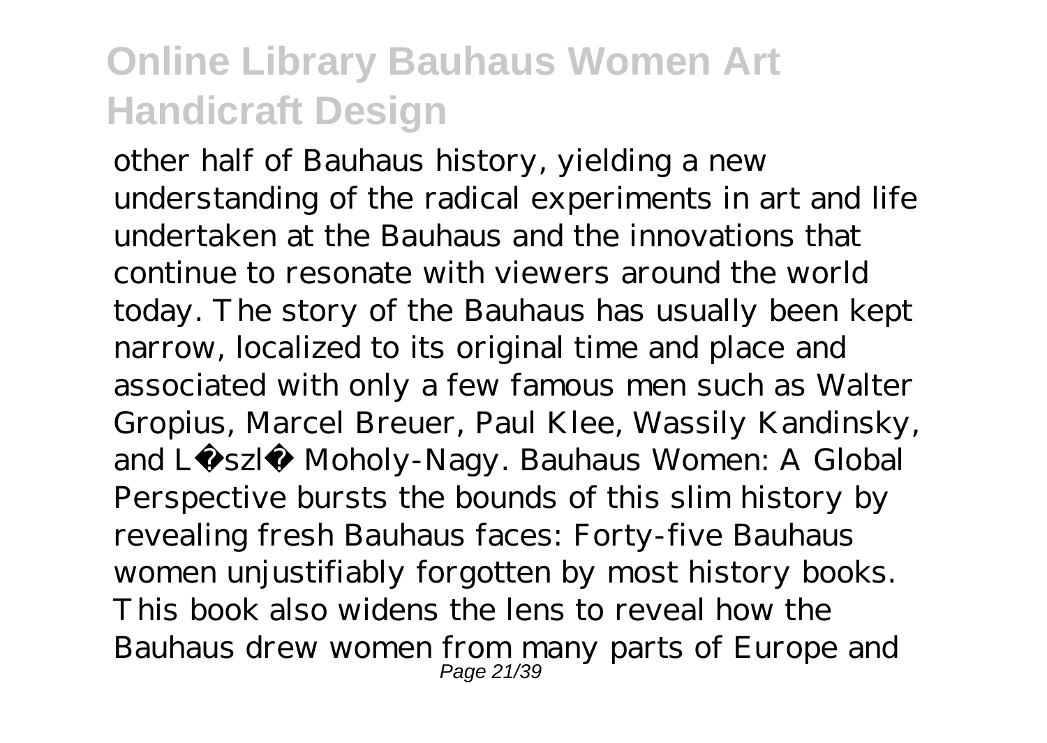other half of Bauhaus history, yielding a new understanding of the radical experiments in art and life undertaken at the Bauhaus and the innovations that continue to resonate with viewers around the world today. The story of the Bauhaus has usually been kept narrow, localized to its original time and place and associated with only a few famous men such as Walter Gropius, Marcel Breuer, Paul Klee, Wassily Kandinsky, and László Moholy-Nagy. Bauhaus Women: A Global Perspective bursts the bounds of this slim history by revealing fresh Bauhaus faces: Forty-five Bauhaus women unjustifiably forgotten by most history books. This book also widens the lens to reveal how the Bauhaus drew women from many parts of Europe and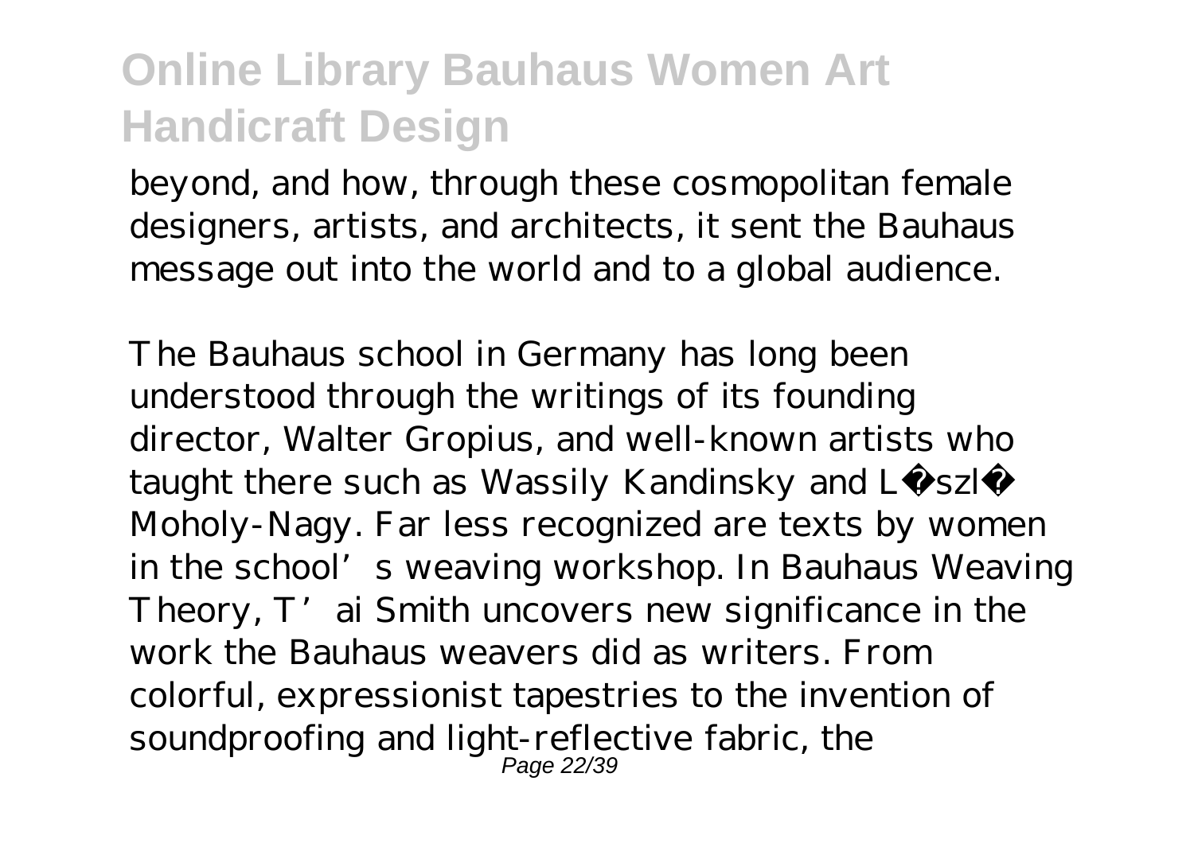beyond, and how, through these cosmopolitan female designers, artists, and architects, it sent the Bauhaus message out into the world and to a global audience.

The Bauhaus school in Germany has long been understood through the writings of its founding director, Walter Gropius, and well-known artists who taught there such as Wassily Kandinsky and László Moholy-Nagy. Far less recognized are texts by women in the school's weaving workshop. In Bauhaus Weaving Theory, T'ai Smith uncovers new significance in the work the Bauhaus weavers did as writers. From colorful, expressionist tapestries to the invention of soundproofing and light-reflective fabric, the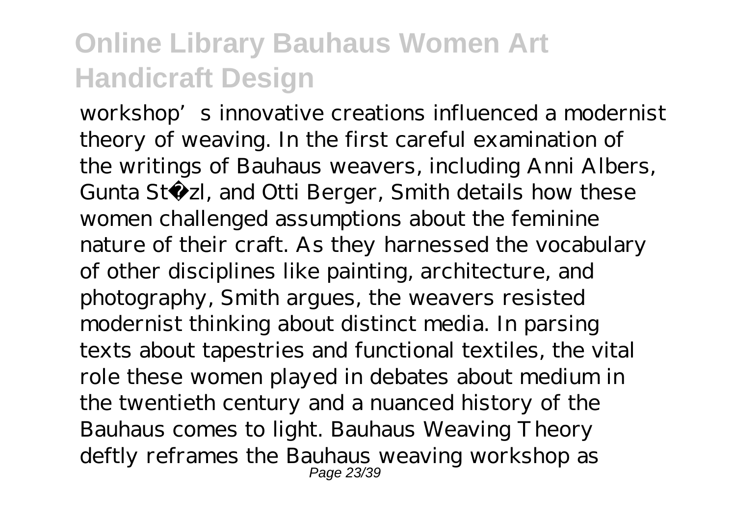workshop's innovative creations influenced a modernist theory of weaving. In the first careful examination of the writings of Bauhaus weavers, including Anni Albers, Gunta Stölzl, and Otti Berger, Smith details how these women challenged assumptions about the feminine nature of their craft. As they harnessed the vocabulary of other disciplines like painting, architecture, and photography, Smith argues, the weavers resisted modernist thinking about distinct media. In parsing texts about tapestries and functional textiles, the vital role these women played in debates about medium in the twentieth century and a nuanced history of the Bauhaus comes to light. Bauhaus Weaving Theory deftly reframes the Bauhaus weaving workshop as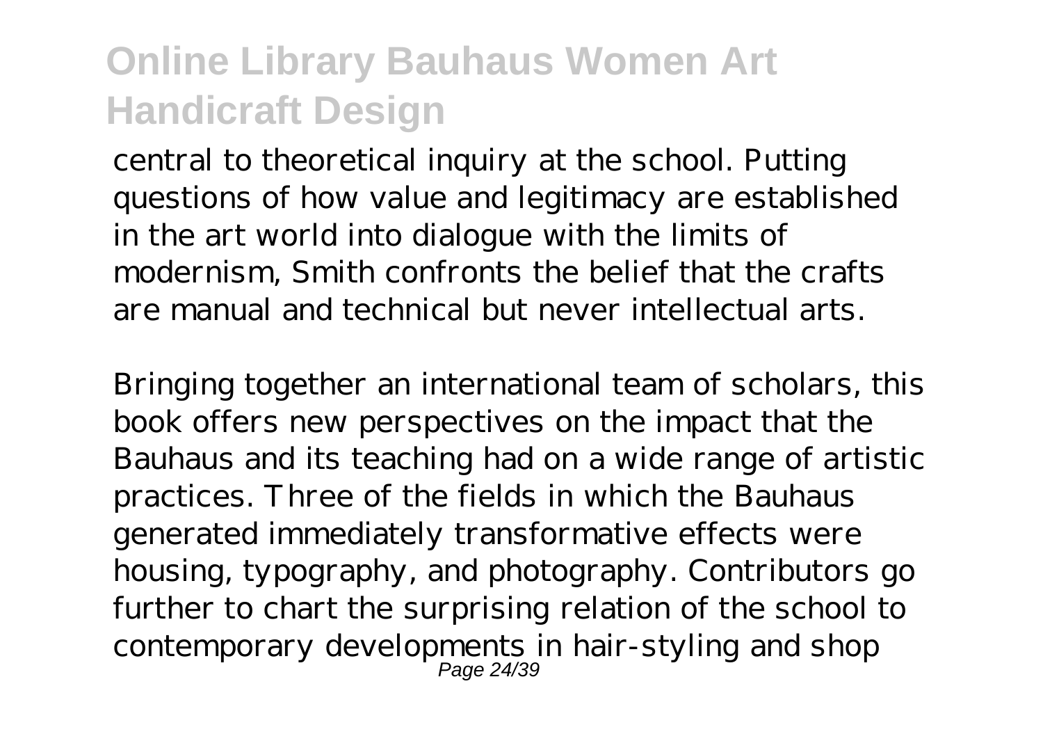central to theoretical inquiry at the school. Putting questions of how value and legitimacy are established in the art world into dialogue with the limits of modernism, Smith confronts the belief that the crafts are manual and technical but never intellectual arts.

Bringing together an international team of scholars, this book offers new perspectives on the impact that the Bauhaus and its teaching had on a wide range of artistic practices. Three of the fields in which the Bauhaus generated immediately transformative effects were housing, typography, and photography. Contributors go further to chart the surprising relation of the school to contemporary developments in hair-styling and shop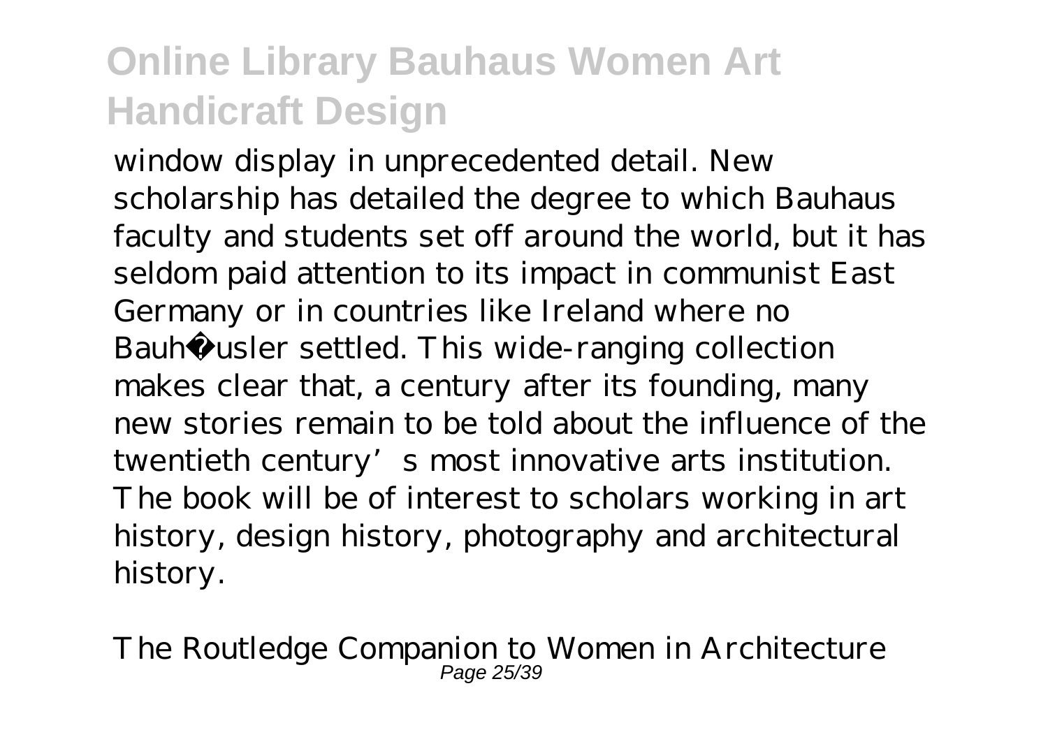window display in unprecedented detail. New scholarship has detailed the degree to which Bauhaus faculty and students set off around the world, but it has seldom paid attention to its impact in communist East Germany or in countries like Ireland where no Bauhäusler settled. This wide-ranging collection makes clear that, a century after its founding, many new stories remain to be told about the influence of the twentieth century's most innovative arts institution. The book will be of interest to scholars working in art history, design history, photography and architectural history.

The Routledge Companion to Women in Architecture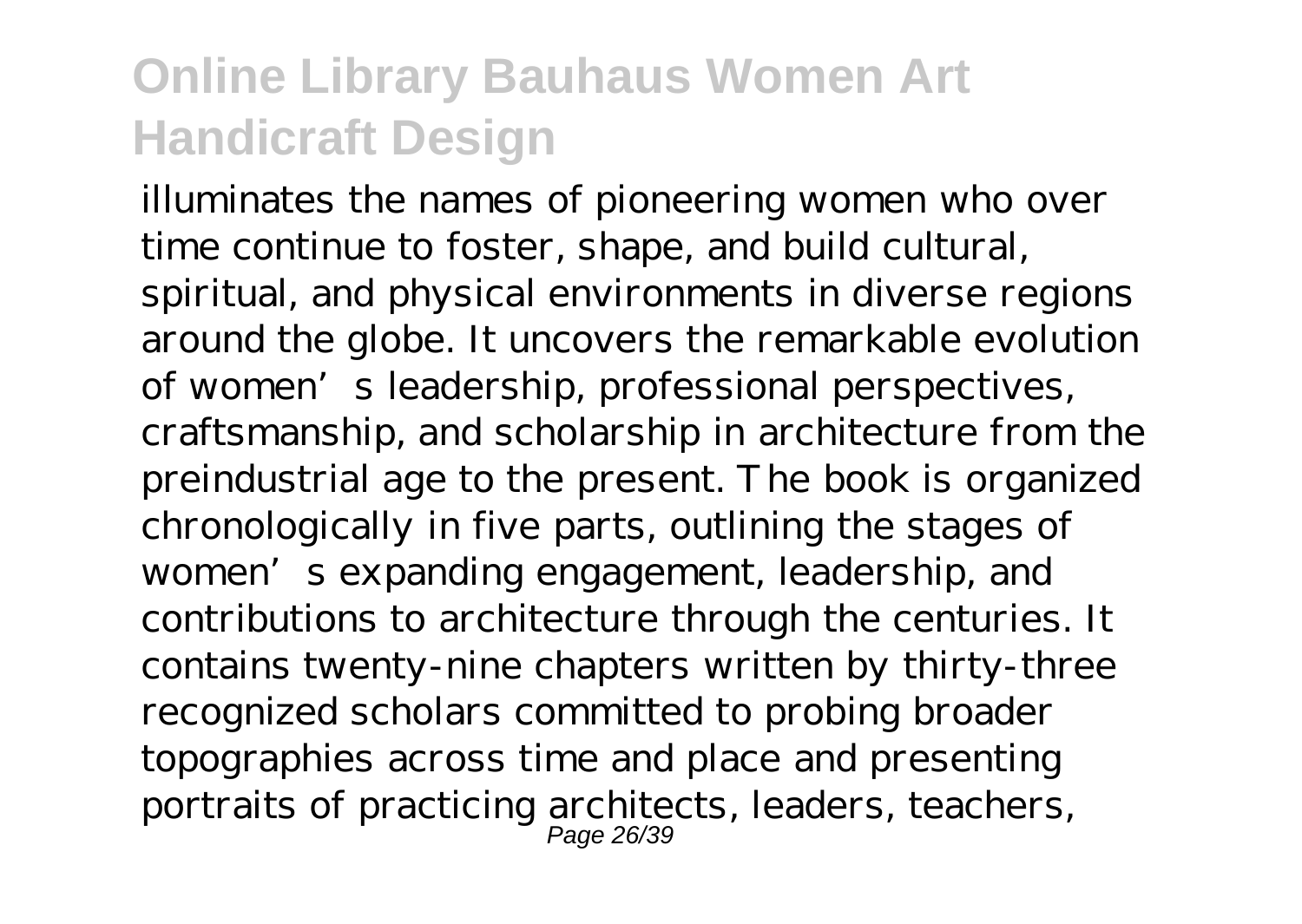illuminates the names of pioneering women who over time continue to foster, shape, and build cultural, spiritual, and physical environments in diverse regions around the globe. It uncovers the remarkable evolution of women's leadership, professional perspectives, craftsmanship, and scholarship in architecture from the preindustrial age to the present. The book is organized chronologically in five parts, outlining the stages of women's expanding engagement, leadership, and contributions to architecture through the centuries. It contains twenty-nine chapters written by thirty-three recognized scholars committed to probing broader topographies across time and place and presenting portraits of practicing architects, leaders, teachers,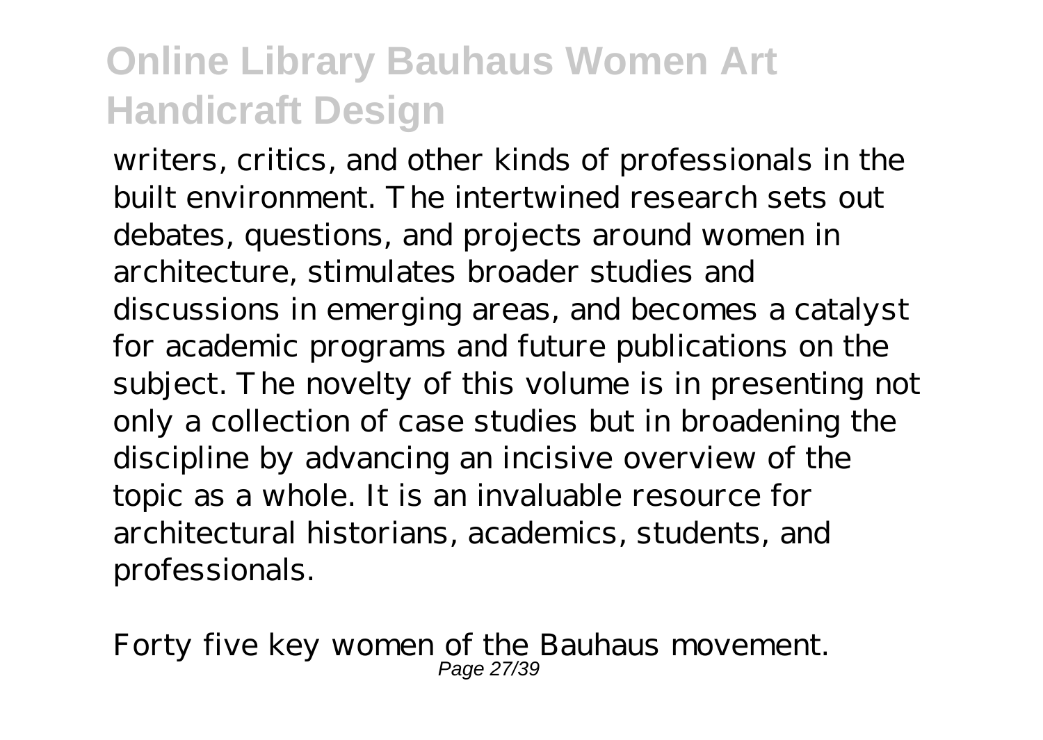writers, critics, and other kinds of professionals in the built environment. The intertwined research sets out debates, questions, and projects around women in architecture, stimulates broader studies and discussions in emerging areas, and becomes a catalyst for academic programs and future publications on the subject. The novelty of this volume is in presenting not only a collection of case studies but in broadening the discipline by advancing an incisive overview of the topic as a whole. It is an invaluable resource for architectural historians, academics, students, and professionals.

Forty five key women of the Bauhaus movement.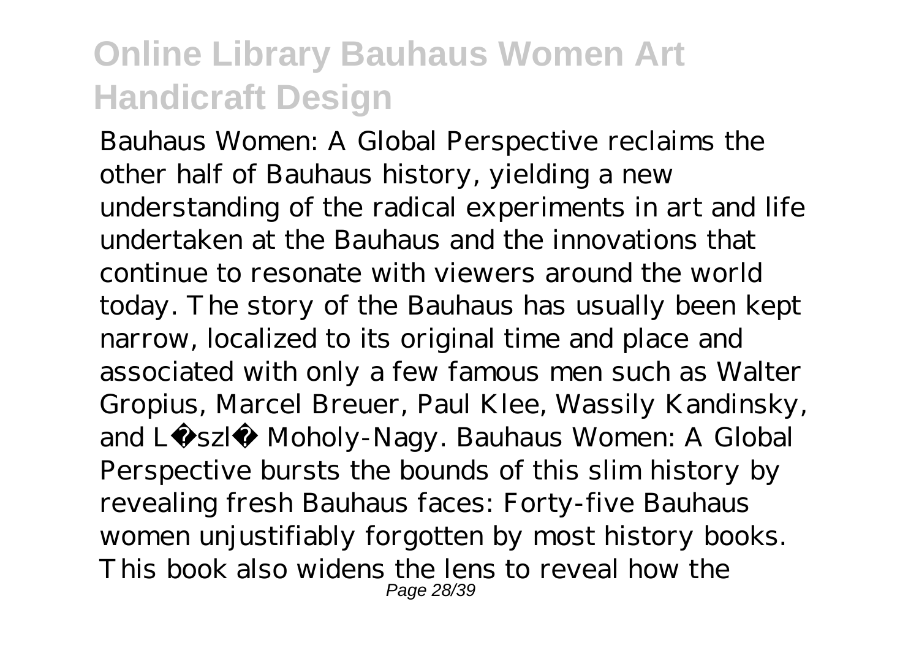Bauhaus Women: A Global Perspective reclaims the other half of Bauhaus history, yielding a new understanding of the radical experiments in art and life undertaken at the Bauhaus and the innovations that continue to resonate with viewers around the world today. The story of the Bauhaus has usually been kept narrow, localized to its original time and place and associated with only a few famous men such as Walter Gropius, Marcel Breuer, Paul Klee, Wassily Kandinsky, and László Moholy-Nagy. Bauhaus Women: A Global Perspective bursts the bounds of this slim history by revealing fresh Bauhaus faces: Forty-five Bauhaus women unjustifiably forgotten by most history books. This book also widens the lens to reveal how the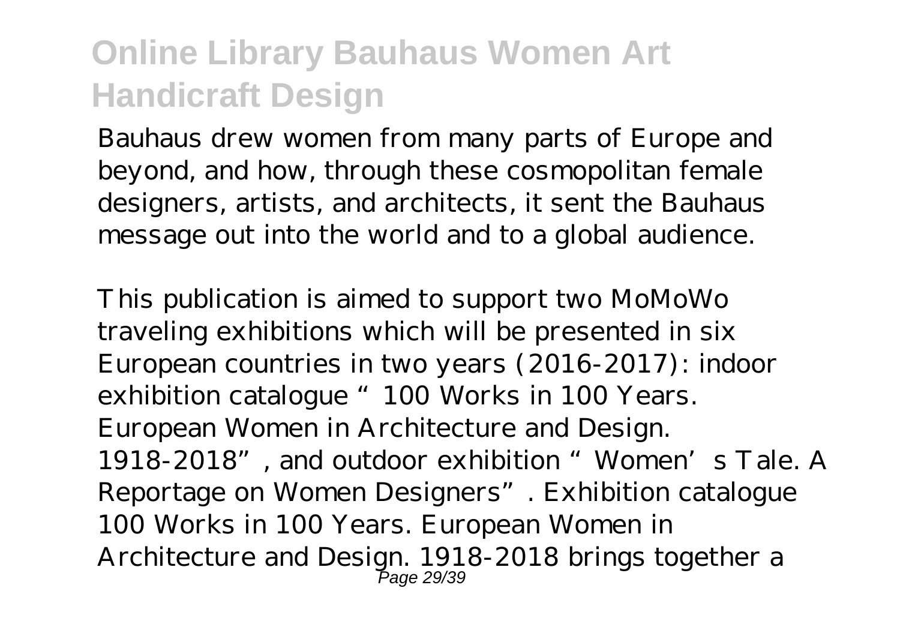Bauhaus drew women from many parts of Europe and beyond, and how, through these cosmopolitan female designers, artists, and architects, it sent the Bauhaus message out into the world and to a global audience.

This publication is aimed to support two MoMoWo traveling exhibitions which will be presented in six European countries in two years (2016-2017): indoor exhibition catalogue "100 Works in 100 Years. European Women in Architecture and Design. 1918-2018", and outdoor exhibition "Women's Tale. A Reportage on Women Designers". Exhibition catalogue 100 Works in 100 Years. European Women in Architecture and Design. 1918-2018 brings together a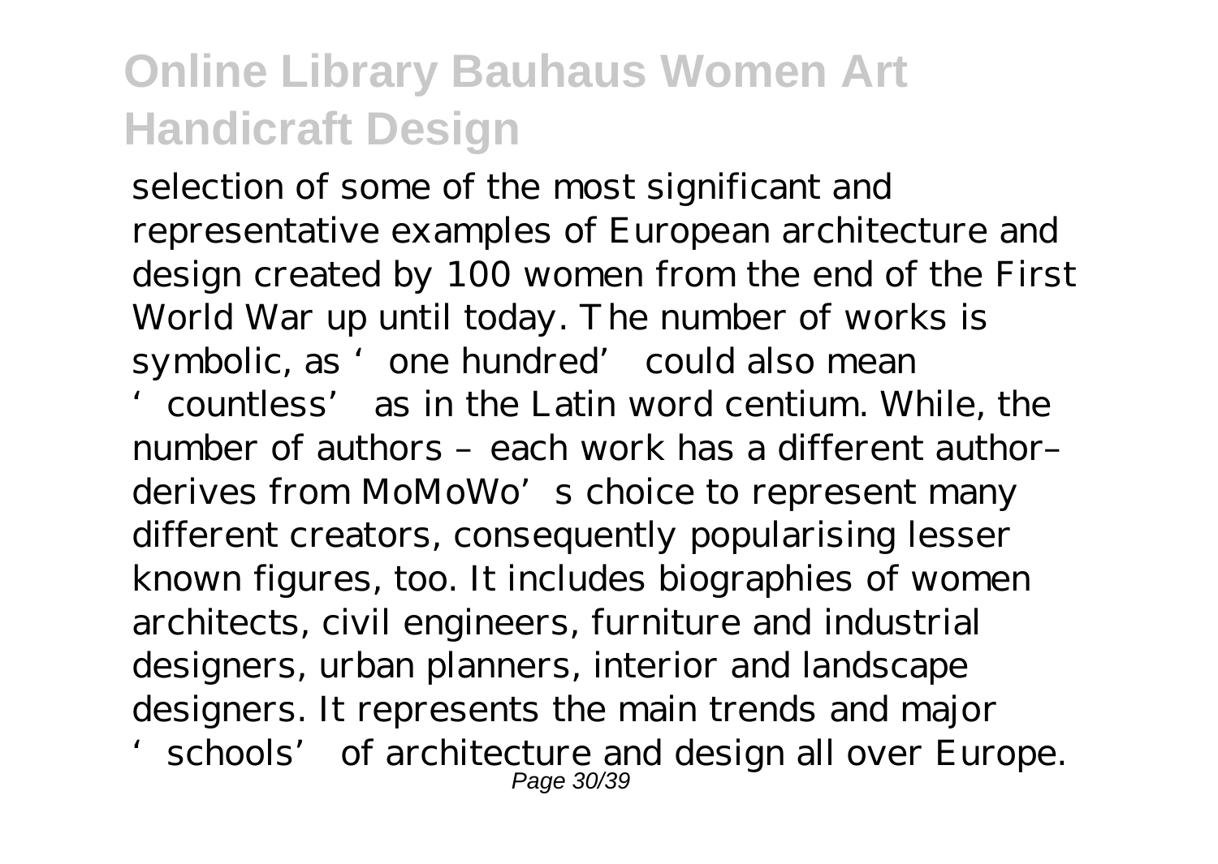selection of some of the most significant and representative examples of European architecture and design created by 100 women from the end of the First World War up until today. The number of works is symbolic, as 'one hundred' could also mean 'countless' as in the Latin word centium. While, the number of authors – each work has a different author– derives from MoMoWo's choice to represent many different creators, consequently popularising lesser known figures, too. It includes biographies of women architects, civil engineers, furniture and industrial designers, urban planners, interior and landscape designers. It represents the main trends and major 'schools' of architecture and design all over Europe.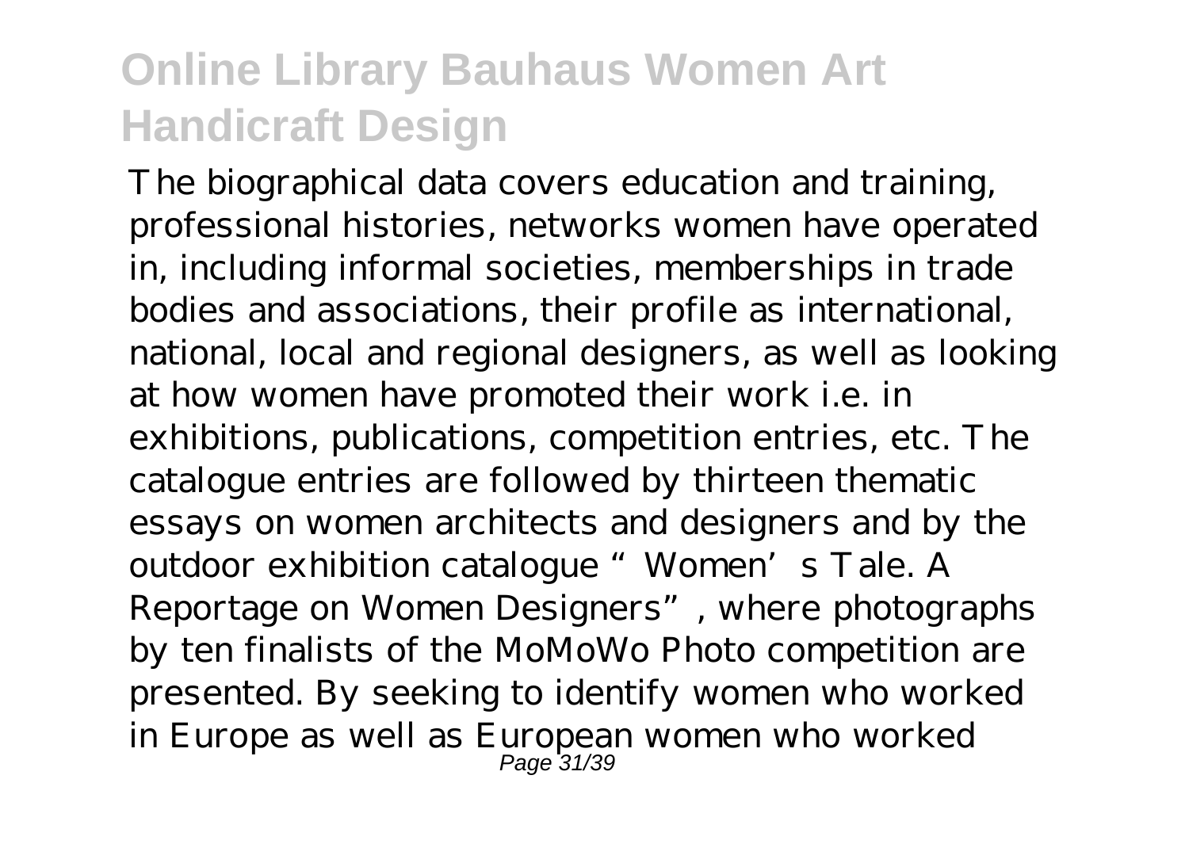The biographical data covers education and training, professional histories, networks women have operated in, including informal societies, memberships in trade bodies and associations, their profile as international, national, local and regional designers, as well as looking at how women have promoted their work i.e. in exhibitions, publications, competition entries, etc. The catalogue entries are followed by thirteen thematic essays on women architects and designers and by the outdoor exhibition catalogue "Women's Tale. A Reportage on Women Designers", where photographs by ten finalists of the MoMoWo Photo competition are presented. By seeking to identify women who worked in Europe as well as European women who worked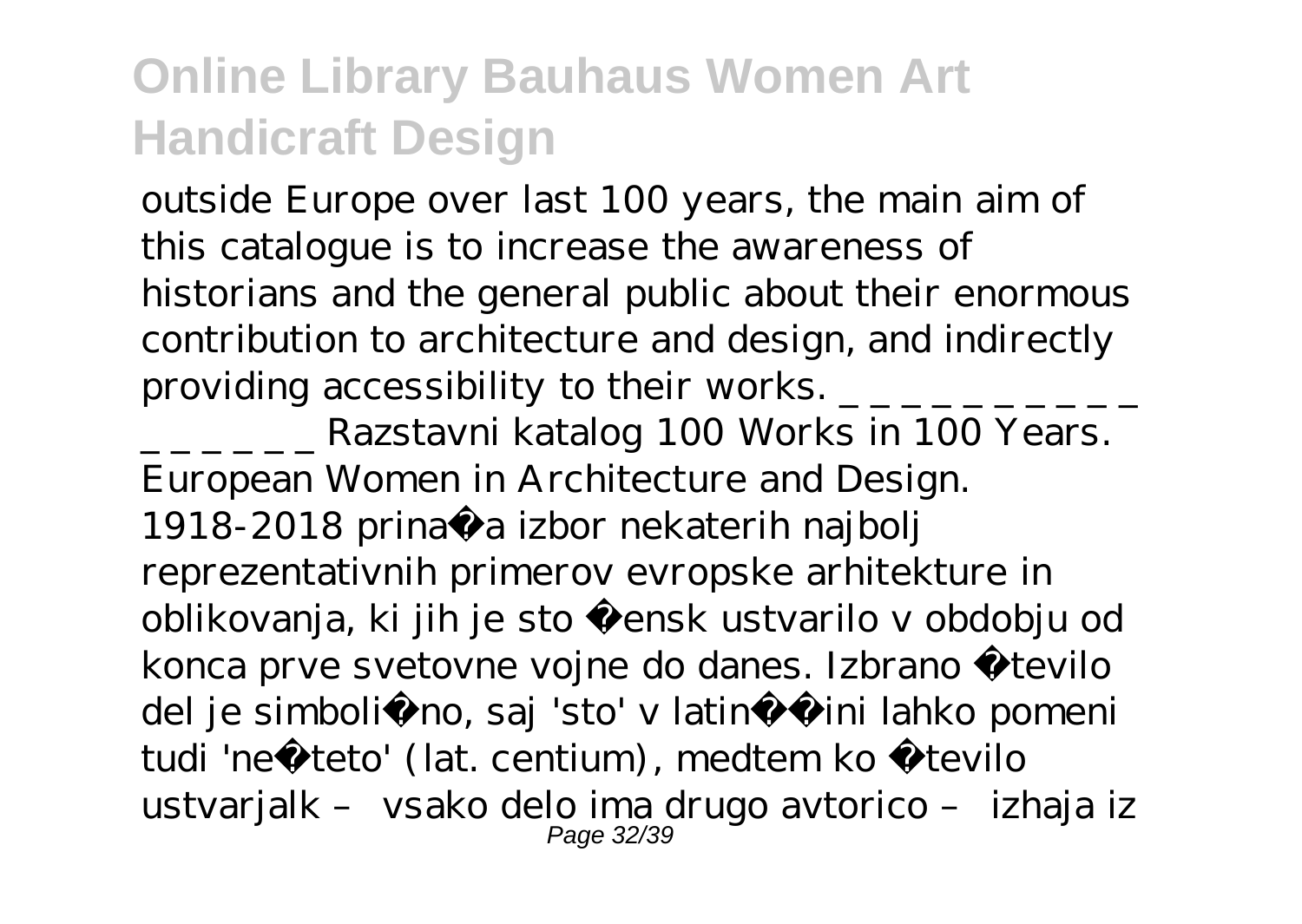outside Europe over last 100 years, the main aim of this catalogue is to increase the awareness of historians and the general public about their enormous contribution to architecture and design, and indirectly providing accessibility to their works. _ _ _ _ _ _ _ _ _ _ _ _ _ _ _ _ _ Razstavni katalog 100 Works in 100 Years. European Women in Architecture and Design. 1918-2018 prina a izbor nekaterih najbolj reprezentativnih primerov evropske arhitekture in oblikovanja, ki jih je sto ensk ustvarilo v obdobju od konca prve svetovne vojne do danes. Izbrano tevilo del je simboli no, saj 'sto' v latin ini lahko pomeni tudi 'ne teto' (lat. centium), medtem ko tevilo ustvarjalk – vsako delo ima drugo avtorico – izhaja iz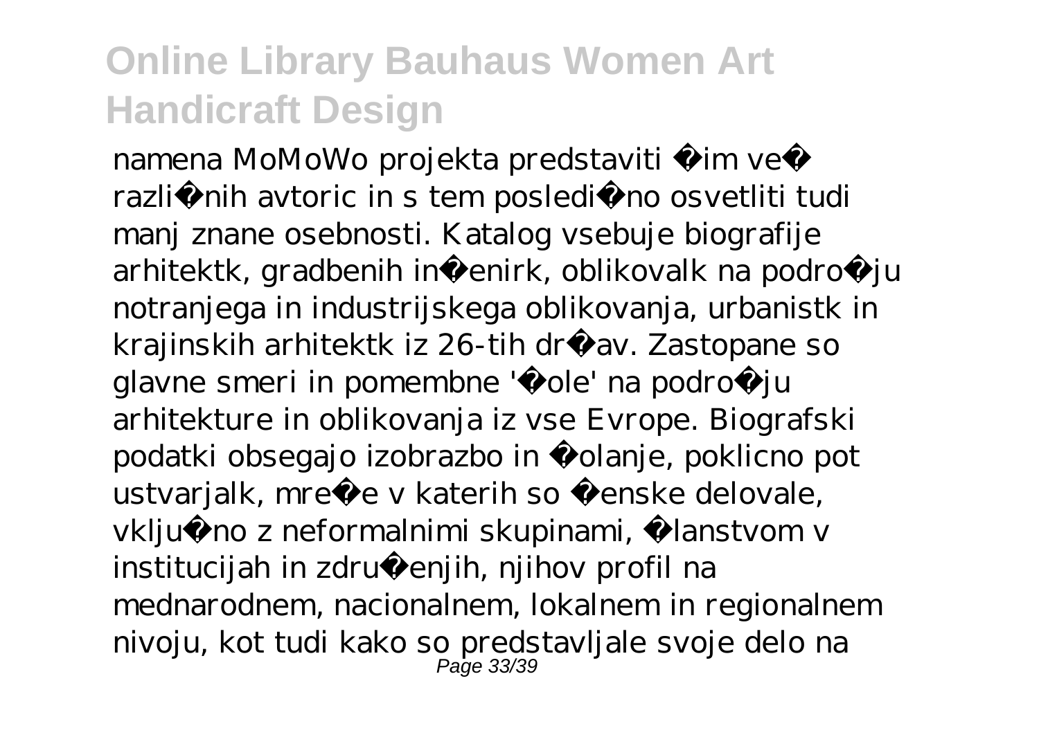namena MoMoWo projekta predstaviti čim več različnih avtoric in s tem posledično osvetliti tudi manj znane osebnosti. Katalog vsebuje biografije arhitektk, gradbenih inženirk, oblikovalk na področju notranjega in industrijskega oblikovanja, urbanistk in krajinskih arhitektk iz 26-tih držav. Zastopane so glavne smeri in pomembne 'šole' na področju arhitekture in oblikovanja iz vse Evrope. Biografski podatki obsegajo izobrazbo in šolanje, poklicno pot ustvarjalk, mreže v katerih so ženske delovale, vključno z neformalnimi skupinami, članstvom v institucijah in združenjih, njihov profil na mednarodnem, nacionalnem, lokalnem in regionalnem nivoju, kot tudi kako so predstavljale svoje delo na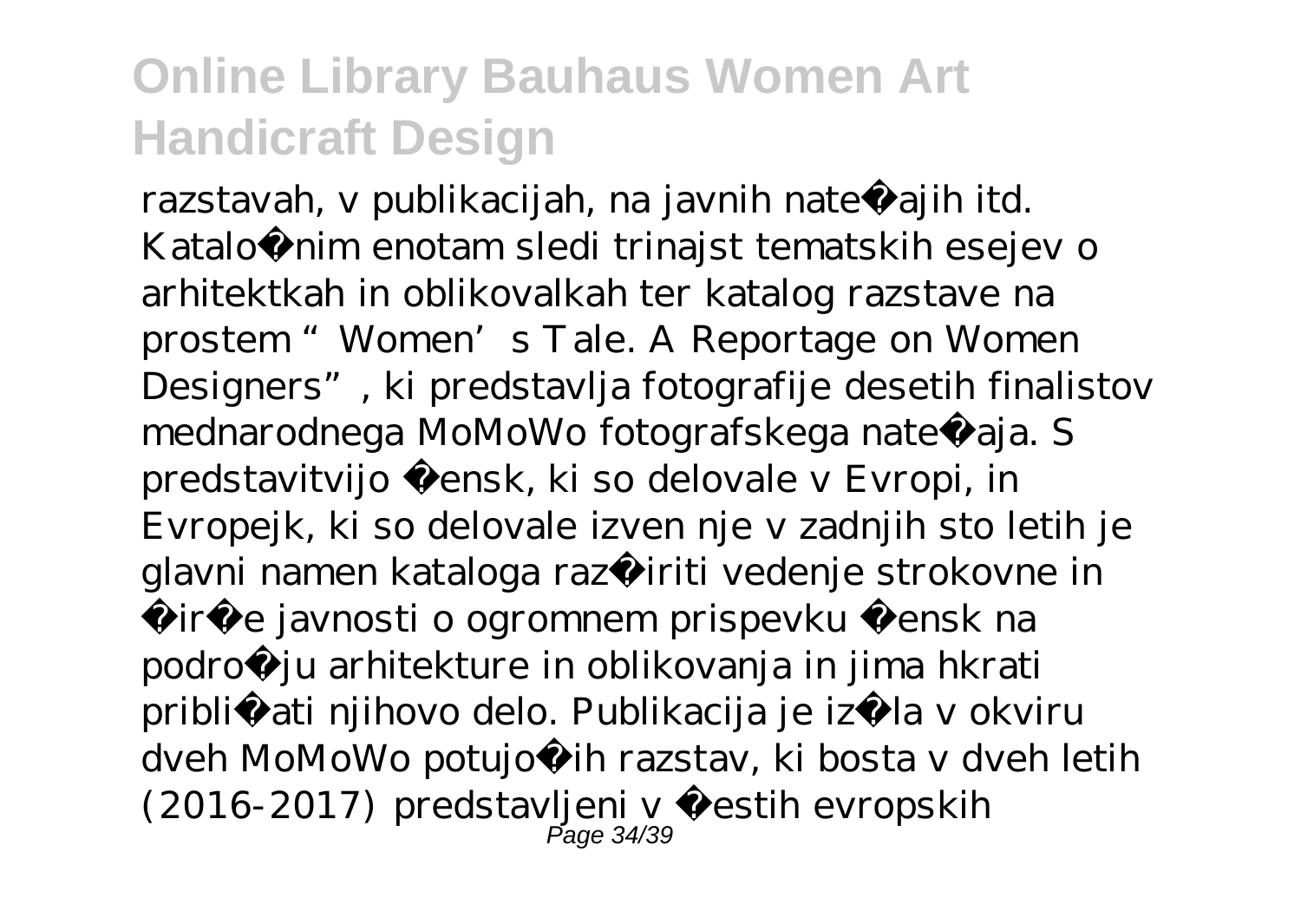razstavah, v publikacijah, na javnih natečajih itd. Kataložnim enotam sledi trinajst tematskih esejev o arhitektkah in oblikovalkah ter katalog razstave na prostem "Women's Tale. A Reportage on Women Designers", ki predstavlja fotografije desetih finalistov mednarodnega MoMoWo fotografskega natečaja. S predstavitvijo žensk, ki so delovale v Evropi, in Evropejk, ki so delovale izven nje v zadnjih sto letih je glavni namen kataloga razširiti vedenje strokovne in širše javnosti o ogromnem prispevku žensk na področju arhitekture in oblikovanja in jima hkrati približati njihovo delo. Publikacija je izšla v okviru dveh MoMoWo potujočih razstav, ki bosta v dveh letih (2016-2017) predstavljeni v šestih evropskih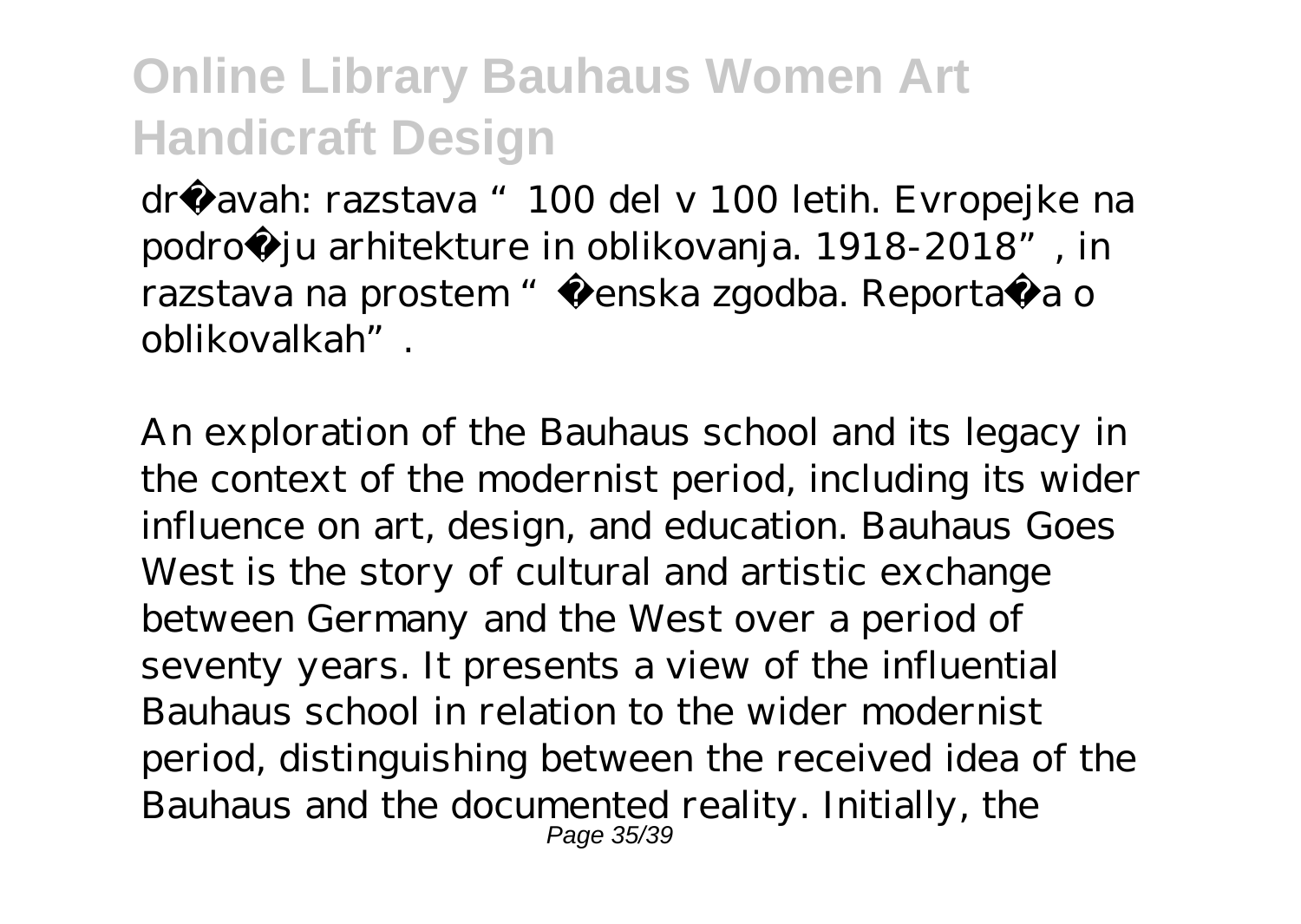dr avah: razstava "100 del v 100 letih. Evropejke na podro ju arhitekture in oblikovanja. 1918-2018", in razstava na prostem " enska zgodba. Reporta a o oblikovalkah".

An exploration of the Bauhaus school and its legacy in the context of the modernist period, including its wider influence on art, design, and education. Bauhaus Goes West is the story of cultural and artistic exchange between Germany and the West over a period of seventy years. It presents a view of the influential Bauhaus school in relation to the wider modernist period, distinguishing between the received idea of the Bauhaus and the documented reality. Initially, the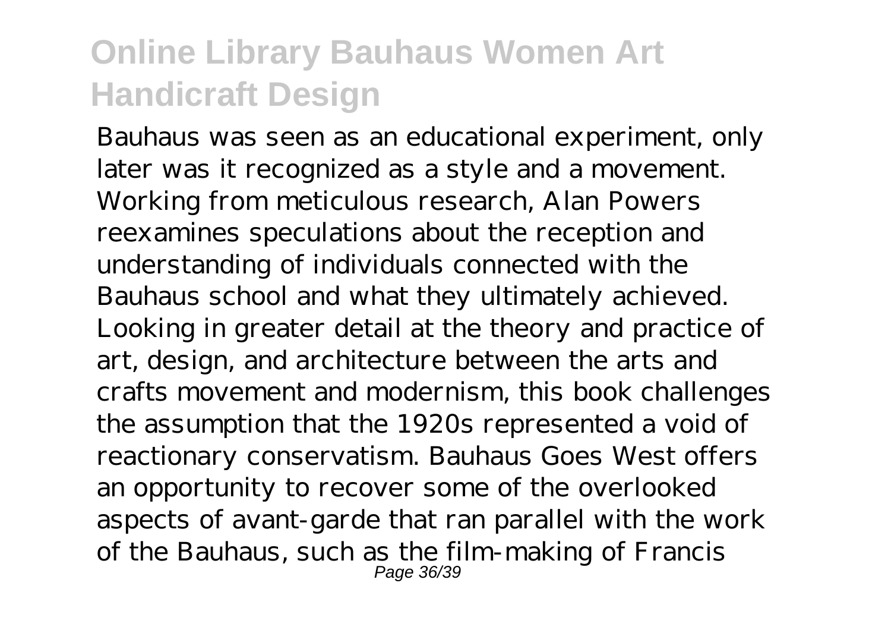Bauhaus was seen as an educational experiment, only later was it recognized as a style and a movement. Working from meticulous research, Alan Powers reexamines speculations about the reception and understanding of individuals connected with the Bauhaus school and what they ultimately achieved. Looking in greater detail at the theory and practice of art, design, and architecture between the arts and crafts movement and modernism, this book challenges the assumption that the 1920s represented a void of reactionary conservatism. Bauhaus Goes West offers an opportunity to recover some of the overlooked aspects of avant-garde that ran parallel with the work of the Bauhaus, such as the film-making of Francis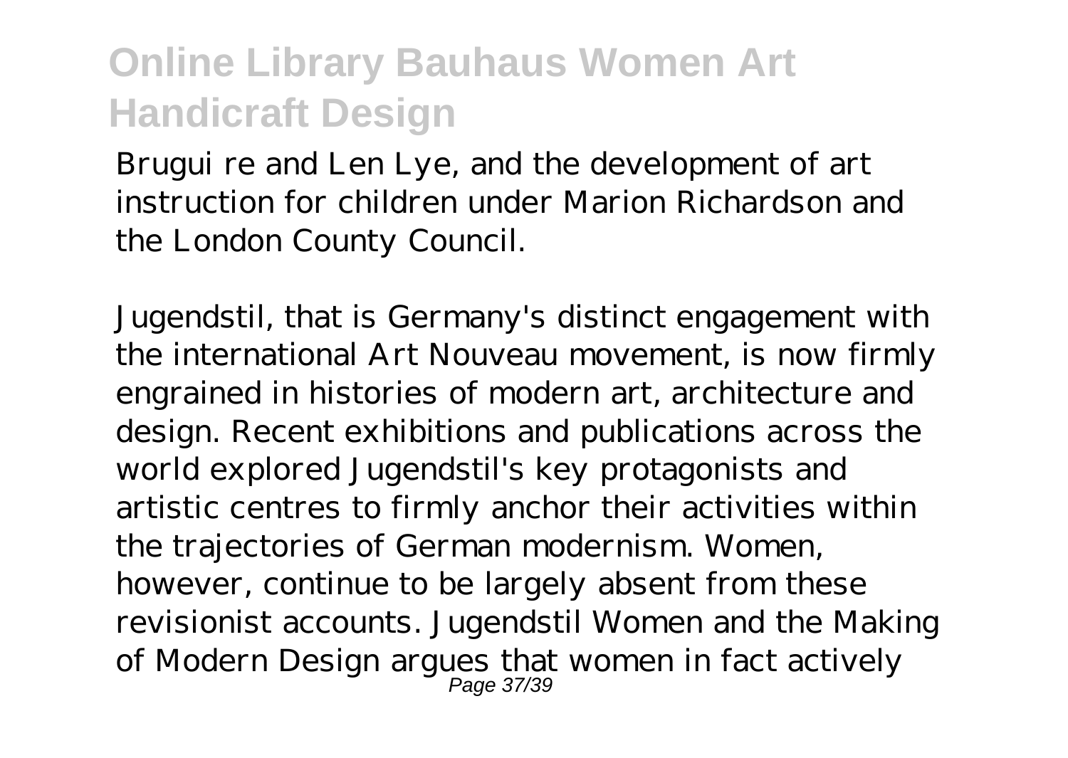Brugui re and Len Lye, and the development of art instruction for children under Marion Richardson and the London County Council.

Jugendstil, that is Germany's distinct engagement with the international Art Nouveau movement, is now firmly engrained in histories of modern art, architecture and design. Recent exhibitions and publications across the world explored Jugendstil's key protagonists and artistic centres to firmly anchor their activities within the trajectories of German modernism. Women, however, continue to be largely absent from these revisionist accounts. Jugendstil Women and the Making of Modern Design argues that women in fact actively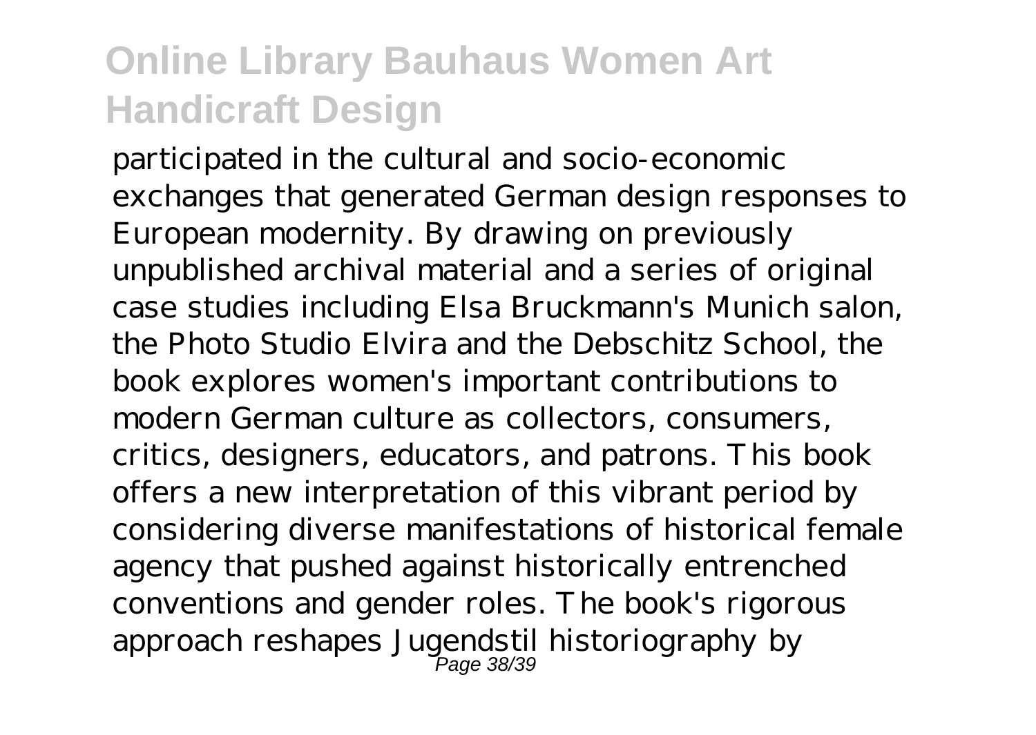participated in the cultural and socio-economic exchanges that generated German design responses to European modernity. By drawing on previously unpublished archival material and a series of original case studies including Elsa Bruckmann's Munich salon, the Photo Studio Elvira and the Debschitz School, the book explores women's important contributions to modern German culture as collectors, consumers, critics, designers, educators, and patrons. This book offers a new interpretation of this vibrant period by considering diverse manifestations of historical female agency that pushed against historically entrenched conventions and gender roles. The book's rigorous approach reshapes Jugendstil historiography by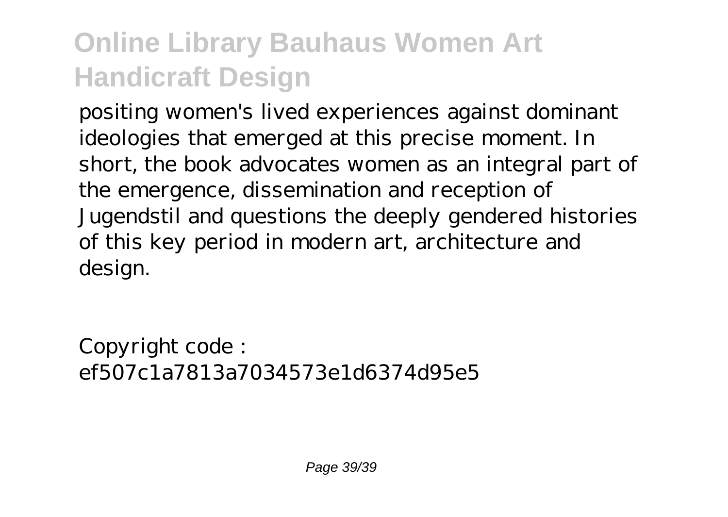positing women's lived experiences against dominant ideologies that emerged at this precise moment. In short, the book advocates women as an integral part of the emergence, dissemination and reception of Jugendstil and questions the deeply gendered histories of this key period in modern art, architecture and design.

Copyright code : ef507c1a7813a7034573e1d6374d95e5